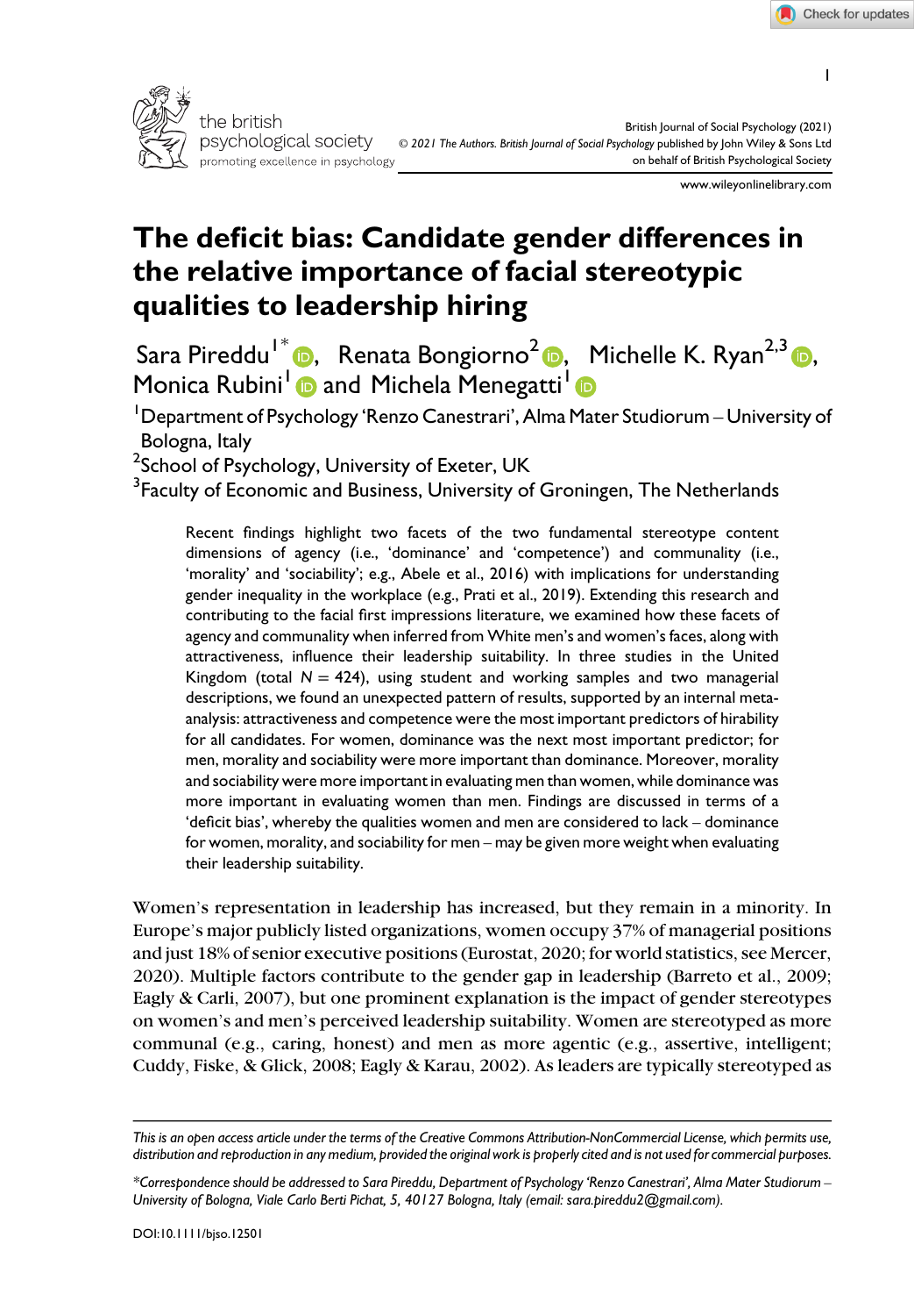# The deficit bias: Candidate gender differences in the relative importance of facial stereotypic qualities to leadership hiring

Sara Pireddu[1]*, Renata Bongiorno[2], Michelle K. Ryan[2,3], Monica Rubini[1] and Michela Menegatti[1]

[1]Department of Psychology 'Renzo Canestrari', Alma Mater Studiorum – University of Bologna, Italy

[2]School of Psychology, University of Exeter, UK

[3]Faculty of Economic and Business, University of Groningen, The Netherlands

Recent findings highlight two facets of the two fundamental stereotype content dimensions of agency (i.e., 'dominance' and 'competence') and communality (i.e., 'morality' and 'sociability'; e.g., Abele et al., 2016) with implications for understanding gender inequality in the workplace (e.g., Prati et al., 2019). Extending this research and contributing to the facial first impressions literature, we examined how these facets of agency and communality when inferred from White men's and women's faces, along with attractiveness, influence their leadership suitability. In three studies in the United Kingdom (total $N = 424$), using student and working samples and two managerial descriptions, we found an unexpected pattern of results, supported by an internal meta-analysis: attractiveness and competence were the most important predictors of hirability for all candidates. For women, dominance was the next most important predictor; for men, morality and sociability were more important than dominance. Moreover, morality and sociability were more important in evaluating men than women, while dominance was more important in evaluating women than men. Findings are discussed in terms of a 'deficit bias', whereby the qualities women and men are considered to lack – dominance for women, morality, and sociability for men – may be given more weight when evaluating their leadership suitability.

Women's representation in leadership has increased, but they remain in a minority. In Europe's major publicly listed organizations, women occupy 37% of managerial positions and just 18% of senior executive positions (Eurostat, 2020; for world statistics, see Mercer, 2020). Multiple factors contribute to the gender gap in leadership (Barreto et al., 2009; Eagly & Carli, 2007), but one prominent explanation is the impact of gender stereotypes on women's and men's perceived leadership suitability. Women are stereotyped as more communal (e.g., caring, honest) and men as more agentic (e.g., assertive, intelligent; Cuddy, Fiske, & Glick, 2008; Eagly & Karau, 2002). As leaders are typically stereotyped as

*This is an open access article under the terms of the Creative Commons Attribution-NonCommercial License, which permits use, distribution and reproduction in any medium, provided the original work is properly cited and is not used for commercial purposes.*

*\*Correspondence should be addressed to Sara Pireddu, Department of Psychology 'Renzo Canestrari', Alma Mater Studiorum – University of Bologna, Viale Carlo Berti Pichat, 5, 40127 Bologna, Italy (email: sara.pireddu2@gmail.com).*

DOI:10.1111/bjso.12501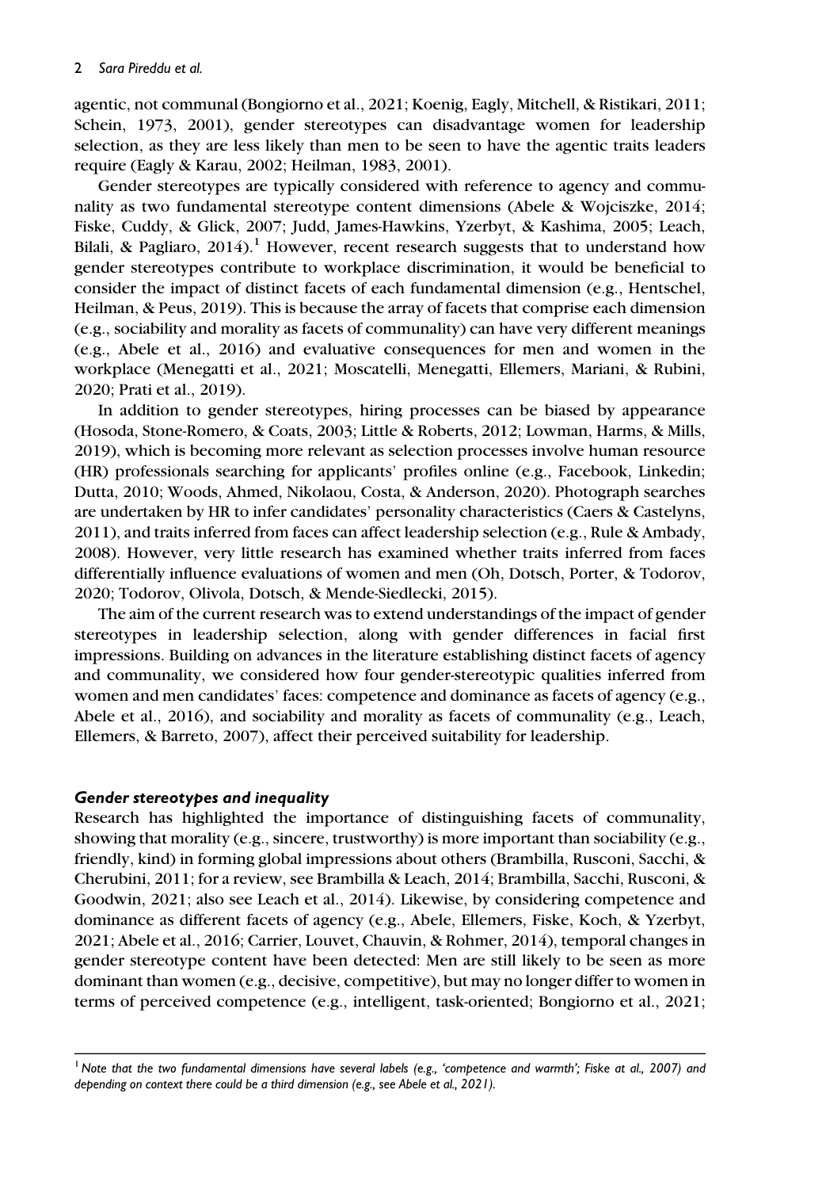agentic, not communal (Bongiorno et al., 2021; Koenig, Eagly, Mitchell, & Ristikari, 2011; Schein, 1973, 2001), gender stereotypes can disadvantage women for leadership selection, as they are less likely than men to be seen to have the agentic traits leaders require (Eagly & Karau, 2002; Heilman, 1983, 2001).

Gender stereotypes are typically considered with reference to agency and communality as two fundamental stereotype content dimensions (Abele & Wojciszke, 2014; Fiske, Cuddy, & Glick, 2007; Judd, James-Hawkins, Yzerbyt, & Kashima, 2005; Leach, Bilali, & Pagliaro, 2014).[1] However, recent research suggests that to understand how gender stereotypes contribute to workplace discrimination, it would be beneficial to consider the impact of distinct facets of each fundamental dimension (e.g., Hentschel, Heilman, & Peus, 2019). This is because the array of facets that comprise each dimension (e.g., sociability and morality as facets of communality) can have very different meanings (e.g., Abele et al., 2016) and evaluative consequences for men and women in the workplace (Menegatti et al., 2021; Moscatelli, Menegatti, Ellemers, Mariani, & Rubini, 2020; Prati et al., 2019).

In addition to gender stereotypes, hiring processes can be biased by appearance (Hosoda, Stone-Romero, & Coats, 2003; Little & Roberts, 2012; Lowman, Harms, & Mills, 2019), which is becoming more relevant as selection processes involve human resource (HR) professionals searching for applicants' profiles online (e.g., Facebook, Linkedin; Dutta, 2010; Woods, Ahmed, Nikolaou, Costa, & Anderson, 2020). Photograph searches are undertaken by HR to infer candidates' personality characteristics (Caers & Castelyns, 2011), and traits inferred from faces can affect leadership selection (e.g., Rule & Ambady, 2008). However, very little research has examined whether traits inferred from faces differentially influence evaluations of women and men (Oh, Dotsch, Porter, & Todorov, 2020; Todorov, Olivola, Dotsch, & Mende-Siedlecki, 2015).

The aim of the current research was to extend understandings of the impact of gender stereotypes in leadership selection, along with gender differences in facial first impressions. Building on advances in the literature establishing distinct facets of agency and communality, we considered how four gender-stereotypic qualities inferred from women and men candidates' faces: competence and dominance as facets of agency (e.g., Abele et al., 2016), and sociability and morality as facets of communality (e.g., Leach, Ellemers, & Barreto, 2007), affect their perceived suitability for leadership.

### *Gender stereotypes and inequality*

Research has highlighted the importance of distinguishing facets of communality, showing that morality (e.g., sincere, trustworthy) is more important than sociability (e.g., friendly, kind) in forming global impressions about others (Brambilla, Rusconi, Sacchi, & Cherubini, 2011; for a review, see Brambilla & Leach, 2014; Brambilla, Sacchi, Rusconi, & Goodwin, 2021; also see Leach et al., 2014). Likewise, by considering competence and dominance as different facets of agency (e.g., Abele, Ellemers, Fiske, Koch, & Yzerbyt, 2021; Abele et al., 2016; Carrier, Louvet, Chauvin, & Rohmer, 2014), temporal changes in gender stereotype content have been detected: Men are still likely to be seen as more dominant than women (e.g., decisive, competitive), but may no longer differ to women in terms of perceived competence (e.g., intelligent, task-oriented; Bongiorno et al., 2021;

[1] *Note that the two fundamental dimensions have several labels (e.g., 'competence and warmth'; Fiske at al., 2007) and depending on context there could be a third dimension (e.g., see Abele et al., 2021).*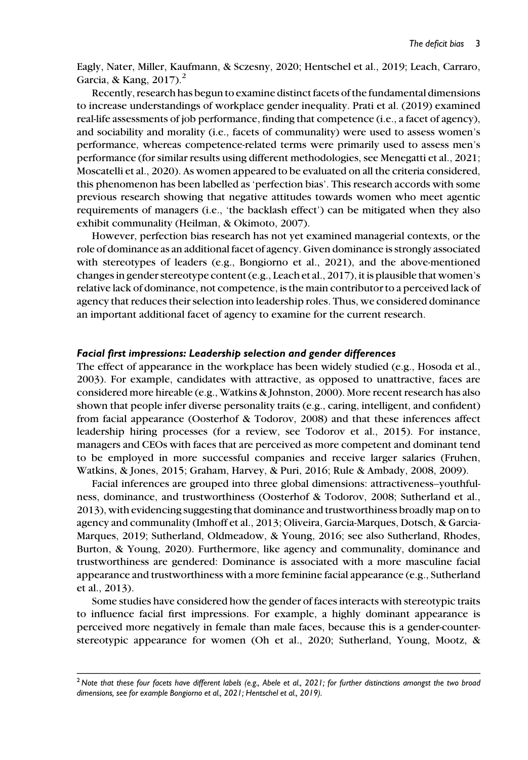Eagly, Nater, Miller, Kaufmann, & Sczesny, 2020; Hentschel et al., 2019; Leach, Carraro, Garcia, & Kang, 2017).[2]

Recently, research has begun to examine distinct facets of the fundamental dimensions to increase understandings of workplace gender inequality. Prati et al. (2019) examined real-life assessments of job performance, finding that competence (i.e., a facet of agency), and sociability and morality (i.e., facets of communality) were used to assess women's performance, whereas competence-related terms were primarily used to assess men's performance (for similar results using different methodologies, see Menegatti et al., 2021; Moscatelli et al., 2020). As women appeared to be evaluated on all the criteria considered, this phenomenon has been labelled as 'perfection bias'. This research accords with some previous research showing that negative attitudes towards women who meet agentic requirements of managers (i.e., 'the backlash effect') can be mitigated when they also exhibit communality (Heilman, & Okimoto, 2007).

However, perfection bias research has not yet examined managerial contexts, or the role of dominance as an additional facet of agency. Given dominance is strongly associated with stereotypes of leaders (e.g., Bongiorno et al., 2021), and the above-mentioned changes in gender stereotype content (e.g., Leach et al., 2017), it is plausible that women's relative lack of dominance, not competence, is the main contributor to a perceived lack of agency that reduces their selection into leadership roles. Thus, we considered dominance an important additional facet of agency to examine for the current research.

### *Facial first impressions: Leadership selection and gender differences*

The effect of appearance in the workplace has been widely studied (e.g., Hosoda et al., 2003). For example, candidates with attractive, as opposed to unattractive, faces are considered more hireable (e.g., Watkins & Johnston, 2000). More recent research has also shown that people infer diverse personality traits (e.g., caring, intelligent, and confident) from facial appearance (Oosterhof & Todorov, 2008) and that these inferences affect leadership hiring processes (for a review, see Todorov et al., 2015). For instance, managers and CEOs with faces that are perceived as more competent and dominant tend to be employed in more successful companies and receive larger salaries (Fruhen, Watkins, & Jones, 2015; Graham, Harvey, & Puri, 2016; Rule & Ambady, 2008, 2009).

Facial inferences are grouped into three global dimensions: attractiveness–youthfulness, dominance, and trustworthiness (Oosterhof & Todorov, 2008; Sutherland et al., 2013), with evidencing suggesting that dominance and trustworthiness broadly map on to agency and communality (Imhoff et al., 2013; Oliveira, Garcia-Marques, Dotsch, & Garcia-Marques, 2019; Sutherland, Oldmeadow, & Young, 2016; see also Sutherland, Rhodes, Burton, & Young, 2020). Furthermore, like agency and communality, dominance and trustworthiness are gendered: Dominance is associated with a more masculine facial appearance and trustworthiness with a more feminine facial appearance (e.g., Sutherland et al., 2013).

Some studies have considered how the gender of faces interacts with stereotypic traits to influence facial first impressions. For example, a highly dominant appearance is perceived more negatively in female than male faces, because this is a gender-counter-stereotypic appearance for women (Oh et al., 2020; Sutherland, Young, Mootz, &

---

[2] *Note that these four facets have different labels (e.g., Abele et al., 2021; for further distinctions amongst the two broad dimensions, see for example Bongiorno et al., 2021; Hentschel et al., 2019).*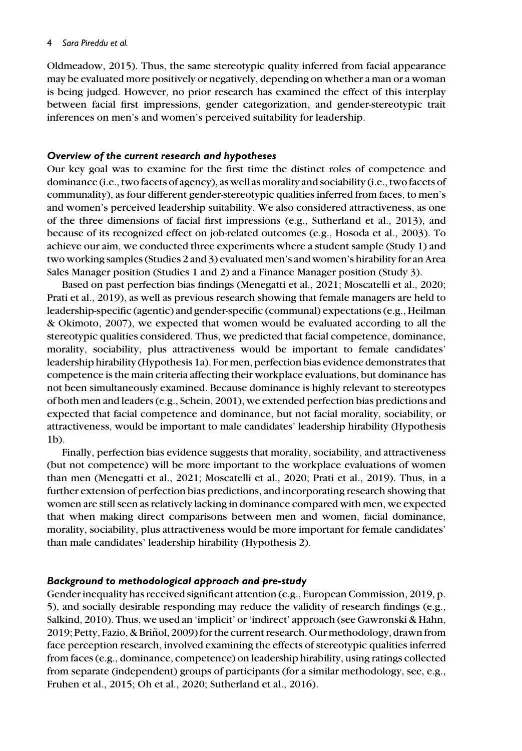Oldmeadow, 2015). Thus, the same stereotypic quality inferred from facial appearance may be evaluated more positively or negatively, depending on whether a man or a woman is being judged. However, no prior research has examined the effect of this interplay between facial first impressions, gender categorization, and gender-stereotypic trait inferences on men's and women's perceived suitability for leadership.

### *Overview of the current research and hypotheses*

Our key goal was to examine for the first time the distinct roles of competence and dominance (i.e., two facets of agency), as well as morality and sociability (i.e., two facets of communality), as four different gender-stereotypic qualities inferred from faces, to men's and women's perceived leadership suitability. We also considered attractiveness, as one of the three dimensions of facial first impressions (e.g., Sutherland et al., 2013), and because of its recognized effect on job-related outcomes (e.g., Hosoda et al., 2003). To achieve our aim, we conducted three experiments where a student sample (Study 1) and two working samples (Studies 2 and 3) evaluated men's and women's hirability for an Area Sales Manager position (Studies 1 and 2) and a Finance Manager position (Study 3).

Based on past perfection bias findings (Menegatti et al., 2021; Moscatelli et al., 2020; Prati et al., 2019), as well as previous research showing that female managers are held to leadership-specific (agentic) and gender-specific (communal) expectations (e.g., Heilman & Okimoto, 2007), we expected that women would be evaluated according to all the stereotypic qualities considered. Thus, we predicted that facial competence, dominance, morality, sociability, plus attractiveness would be important to female candidates' leadership hirability (Hypothesis 1a). For men, perfection bias evidence demonstrates that competence is the main criteria affecting their workplace evaluations, but dominance has not been simultaneously examined. Because dominance is highly relevant to stereotypes of both men and leaders (e.g., Schein, 2001), we extended perfection bias predictions and expected that facial competence and dominance, but not facial morality, sociability, or attractiveness, would be important to male candidates' leadership hirability (Hypothesis 1b).

Finally, perfection bias evidence suggests that morality, sociability, and attractiveness (but not competence) will be more important to the workplace evaluations of women than men (Menegatti et al., 2021; Moscatelli et al., 2020; Prati et al., 2019). Thus, in a further extension of perfection bias predictions, and incorporating research showing that women are still seen as relatively lacking in dominance compared with men, we expected that when making direct comparisons between men and women, facial dominance, morality, sociability, plus attractiveness would be more important for female candidates' than male candidates' leadership hirability (Hypothesis 2).

### *Background to methodological approach and pre-study*

Gender inequality has received significant attention (e.g., European Commission, 2019, p. 5), and socially desirable responding may reduce the validity of research findings (e.g., Salkind, 2010). Thus, we used an 'implicit' or 'indirect' approach (see Gawronski & Hahn, 2019; Petty, Fazio, & Briñol, 2009) for the current research. Our methodology, drawn from face perception research, involved examining the effects of stereotypic qualities inferred from faces (e.g., dominance, competence) on leadership hirability, using ratings collected from separate (independent) groups of participants (for a similar methodology, see, e.g., Fruhen et al., 2015; Oh et al., 2020; Sutherland et al., 2016).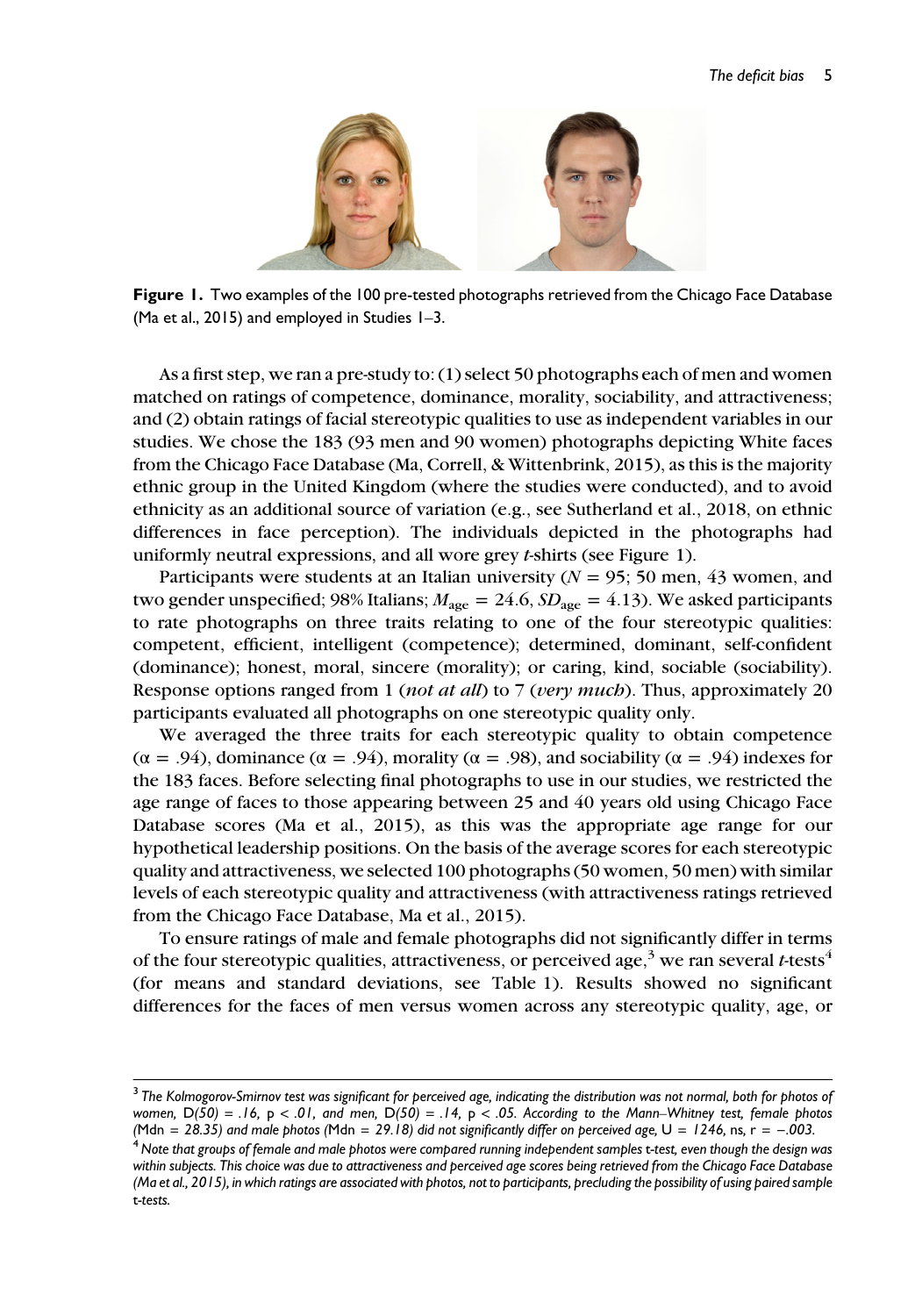**Figure 1.** Two examples of the 100 pre-tested photographs retrieved from the Chicago Face Database (Ma et al., 2015) and employed in Studies 1–3.

As a first step, we ran a pre-study to: (1) select 50 photographs each of men and women matched on ratings of competence, dominance, morality, sociability, and attractiveness; and (2) obtain ratings of facial stereotypic qualities to use as independent variables in our studies. We chose the 183 (93 men and 90 women) photographs depicting White faces from the Chicago Face Database (Ma, Correll, & Wittenbrink, 2015), as this is the majority ethnic group in the United Kingdom (where the studies were conducted), and to avoid ethnicity as an additional source of variation (e.g., see Sutherland et al., 2018, on ethnic differences in face perception). The individuals depicted in the photographs had uniformly neutral expressions, and all wore grey *t*-shirts (see Figure 1).

Participants were students at an Italian university ($N = 95$; 50 men, 43 women, and two gender unspecified; 98% Italians; $M_{\text{age}} = 24.6$, $SD_{\text{age}} = 4.13$). We asked participants to rate photographs on three traits relating to one of the four stereotypic qualities: competent, efficient, intelligent (competence); determined, dominant, self-confident (dominance); honest, moral, sincere (morality); or caring, kind, sociable (sociability). Response options ranged from 1 (*not at all*) to 7 (*very much*). Thus, approximately 20 participants evaluated all photographs on one stereotypic quality only.

We averaged the three traits for each stereotypic quality to obtain competence ($\alpha = .94$), dominance ($\alpha = .94$), morality ($\alpha = .98$), and sociability ($\alpha = .94$) indexes for the 183 faces. Before selecting final photographs to use in our studies, we restricted the age range of faces to those appearing between 25 and 40 years old using Chicago Face Database scores (Ma et al., 2015), as this was the appropriate age range for our hypothetical leadership positions. On the basis of the average scores for each stereotypic quality and attractiveness, we selected 100 photographs (50 women, 50 men) with similar levels of each stereotypic quality and attractiveness (with attractiveness ratings retrieved from the Chicago Face Database, Ma et al., 2015).

To ensure ratings of male and female photographs did not significantly differ in terms of the four stereotypic qualities, attractiveness, or perceived age,[3] we ran several *t*-tests[4] (for means and standard deviations, see Table 1). Results showed no significant differences for the faces of men versus women across any stereotypic quality, age, or

---

[3] *The Kolmogorov-Smirnov test was significant for perceived age, indicating the distribution was not normal, both for photos of women,* $D(50) = .16$, $p < .01$, *and men,* $D(50) = .14$, $p < .05$. *According to the Mann–Whitney test, female photos (*$\text{Mdn} = 28.35$*) and male photos (*$\text{Mdn} = 29.18$*) did not significantly differ on perceived age,* $U = 1246$, ns, $r = -.003$.

[4] *Note that groups of female and male photos were compared running independent samples* t*-test, even though the design was within subjects. This choice was due to attractiveness and perceived age scores being retrieved from the Chicago Face Database (Ma et al., 2015), in which ratings are associated with photos, not to participants, precluding the possibility of using paired sample* t*-tests.*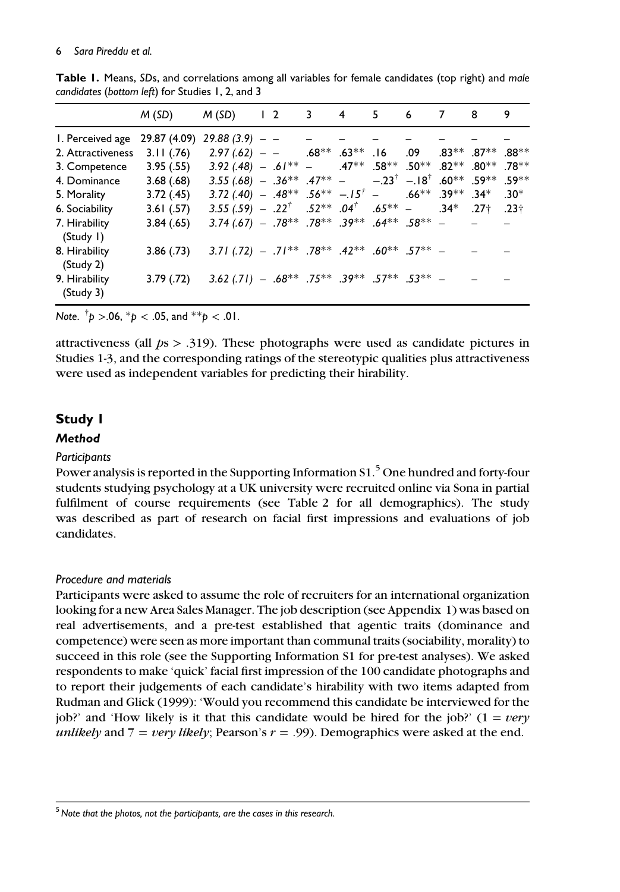**Table 1.** Means, *SDs*, and correlations among all variables for female candidates (top right) and *male candidates* (*bottom left*) for Studies 1, 2, and 3

| | *M* (*SD*) | *M* (*SD*) | 1 | 2 | 3 | 4 | 5 | 6 | 7 | 8 | 9 |
|---|---|---|---|---|---|---|---|---|---|---|---|
| 1. Perceived age | 29.87 (4.09) | *29.88 (3.9)* | – | – | – | – | – | – | – | – | – |
| 2. Attractiveness | 3.11 (.76) | *2.97 (.62)* | – | – | .68** | .63** | .16 | .09 | .83** | .87** | .88** |
| 3. Competence | 3.95 (.55) | *3.92 (.48)* | – | *.61*** | – | .47** | .58** | .50** | .82** | .80** | .78** |
| 4. Dominance | 3.68 (.68) | *3.55 (.68)* | – | *.36*** | *.47*** | – | −.23[†] | −.18[†] | .60** | .59** | .59** |
| 5. Morality | 3.72 (.45) | *3.72 (.40)* | – | *.48*** | *.56*** | *−.15*[†] | – | .66** | .39** | .34* | .30* |
| 6. Sociability | 3.61 (.57) | *3.55 (.59)* | – | *.22*[†] | *.52*** | *.04*[†] | *.65*** | – | .34* | .27† | .23† |
| 7. Hirability (Study 1) | 3.84 (.65) | *3.74 (.67)* | – | *.78*** | *.78*** | *.39*** | *.64*** | *.58*** | – | – | – |
| 8. Hirability (Study 2) | 3.86 (.73) | *3.71 (.72)* | – | *.71*** | *.78*** | *.42*** | *.60*** | *.57*** | – | – | – |
| 9. Hirability (Study 3) | 3.79 (.72) | *3.62 (.71)* | – | *.68*** | *.75*** | *.39*** | *.57*** | *.53*** | – | – | – |

*Note.* [†]$p$ >.06, *$p$ < .05, and **$p$ < .01.

attractiveness (all $p$s > .319). These photographs were used as candidate pictures in Studies 1-3, and the corresponding ratings of the stereotypic qualities plus attractiveness were used as independent variables for predicting their hirability.

## Study 1

### Method

#### Participants

Power analysis is reported in the Supporting Information S1.[5] One hundred and forty-four students studying psychology at a UK university were recruited online via Sona in partial fulfilment of course requirements (see Table 2 for all demographics). The study was described as part of research on facial first impressions and evaluations of job candidates.

#### Procedure and materials

Participants were asked to assume the role of recruiters for an international organization looking for a new Area Sales Manager. The job description (see Appendix 1) was based on real advertisements, and a pre-test established that agentic traits (dominance and competence) were seen as more important than communal traits (sociability, morality) to succeed in this role (see the Supporting Information S1 for pre-test analyses). We asked respondents to make 'quick' facial first impression of the 100 candidate photographs and to report their judgements of each candidate's hirability with two items adapted from Rudman and Glick (1999): 'Would you recommend this candidate be interviewed for the job?' and 'How likely is it that this candidate would be hired for the job?' (1 = *very unlikely* and 7 = *very likely*; Pearson's $r = .99$). Demographics were asked at the end.

[5] *Note that the photos, not the participants, are the cases in this research.*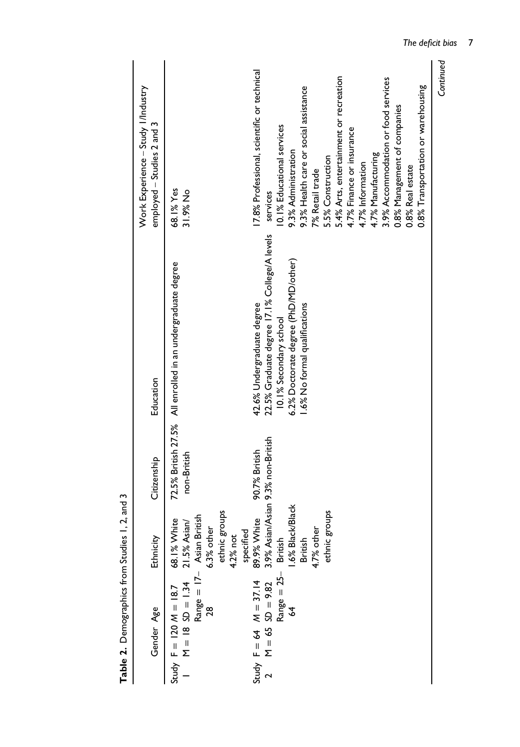**Table 2.** Demographics from Studies 1, 2, and 3

| | Gender | Age | Ethnicity | Citizenship | Education | Work Experience – Study 1/Industry employed – Studies 2 and 3 |
|---|---|---|---|---|---|---|
| Study 1 | F = 120 M = 18 | $M = 18.7$ $SD = 1.34$ Range = 17–28 | 68.1% White 21.5% Asian/Asian British 6.3% other ethnic groups 4.2% not specified | 72.5% British 27.5% non-British | All enrolled in an undergraduate degree | 68.1% Yes 31.9% No |
| Study 2 | F = 64 M = 65 | $M = 37.14$ $SD = 9.82$ Range = 25–64 | 89.9% White 3.9% Asian/Asian British 1.6% Black/Black British 4.7% other ethnic groups | 90.7% British 9.3% non-British | 42.6% Undergraduate degree 22.5% Graduate degree 17.1% College/A levels 10.1% Secondary school 6.2% Doctorate degree (PhD/MD/other) 1.6% No formal qualifications | 17.8% Professional, scientific or technical services 10.1% Educational services 9.3% Administration 9.3% Health care or social assistance 7% Retail trade 5.5% Construction 5.4% Arts, entertainment or recreation 4.7% Finance or insurance 4.7% Information 4.7% Manufacturing 3.9% Accommodation or food services 0.8% Management of companies 0.8% Real estate 0.8% Transportation or warehousing |

*Continued*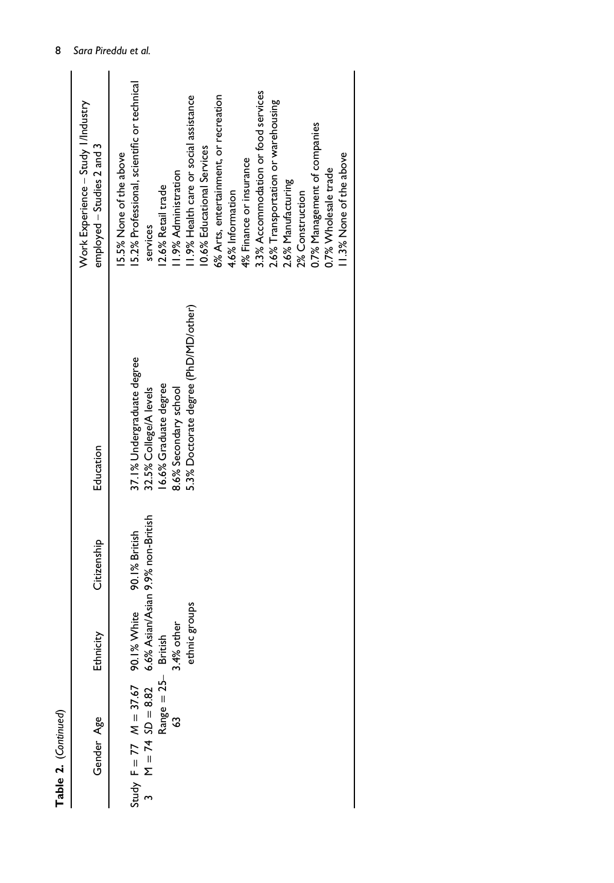**Table 2.** (*Continued*)

| | Gender | Age | Ethnicity | Citizenship | Education | Work Experience – Study 1/Industry employed – Studies 2 and 3 |
|---|---|---|---|---|---|---|
| Study 3 | F = 77<br>M = 74 | M = 37.67<br>SD = 8.82<br>Range = 25–63 | 90.1% White<br>6.6% Asian/Asian British<br>3.4% other ethnic groups | 90.1% British<br>9.9% non-British | 37.1% Undergraduate degree<br>32.5% College/A levels<br>16.6% Graduate degree<br>8.6% Secondary school<br>5.3% Doctorate degree (PhD/MD/other) | 15.5% None of the above<br>15.2% Professional, scientific or technical services<br>12.6% Retail trade<br>11.9% Administration<br>11.9% Health care or social assistance<br>10.6% Educational Services<br>6% Arts, entertainment, or recreation<br>4.6% Information<br>4% Finance or insurance<br>3.3% Accommodation or food services<br>2.6% Transportation or warehousing<br>2.6% Manufacturing<br>2% Construction<br>0.7% Management of companies<br>0.7% Wholesale trade<br>11.3% None of the above |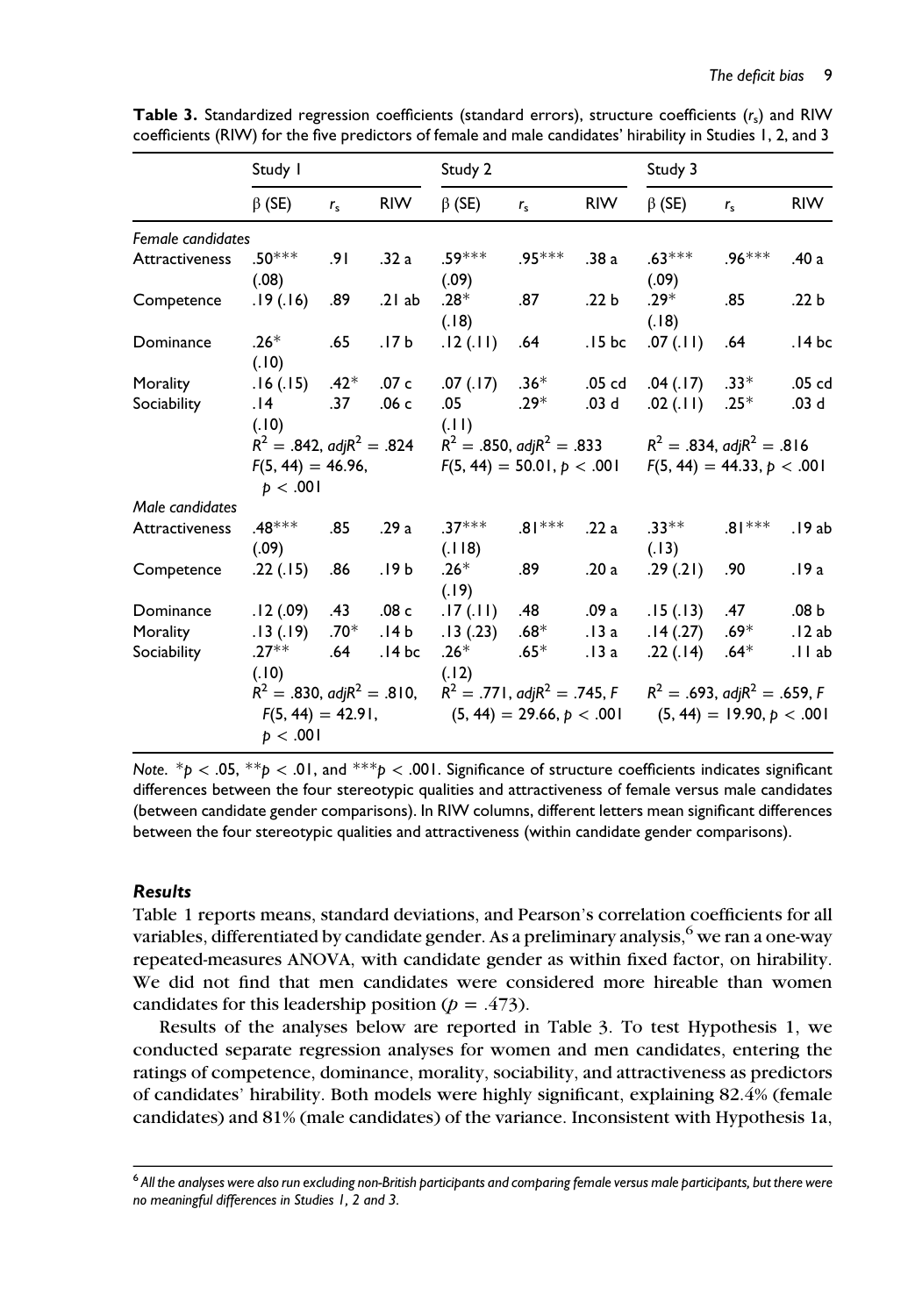**Table 3.** Standardized regression coefficients (standard errors), structure coefficients ($r_s$) and RIW coefficients (RIW) for the five predictors of female and male candidates' hirability in Studies 1, 2, and 3

| | Study 1 | | | Study 2 | | | Study 3 | | |
|---|---|---|---|---|---|---|---|---|---|
| | β (SE) | $r_s$ | RIW | β (SE) | $r_s$ | RIW | β (SE) | $r_s$ | RIW |
| *Female candidates* | | | | | | | | | |
| Attractiveness | .50*** (.08) | .91 | .32 a | .59*** (.09) | .95*** | .38 a | .63*** (.09) | .96*** | .40 a |
| Competence | .19 (.16) | .89 | .21 ab | .28* (.18) | .87 | .22 b | .29* (.18) | .85 | .22 b |
| Dominance | .26* (.10) | .65 | .17 b | .12 (.11) | .64 | .15 bc | .07 (.11) | .64 | .14 bc |
| Morality | .16 (.15) | .42* | .07 c | .07 (.17) | .36* | .05 cd | .04 (.17) | .33* | .05 cd |
| Sociability | .14 (.10) | .37 | .06 c | .05 (.11) | .29* | .03 d | .02 (.11) | .25* | .03 d |
| | $R^2 = .842$, $adjR^2 = .824$ $F(5, 44) = 46.96$, $p < .001$ | | | $R^2 = .850$, $adjR^2 = .833$ $F(5, 44) = 50.01$, $p < .001$ | | | $R^2 = .834$, $adjR^2 = .816$ $F(5, 44) = 44.33$, $p < .001$ | | |
| *Male candidates* | | | | | | | | | |
| Attractiveness | .48*** (.09) | .85 | .29 a | .37*** (.118) | .81*** | .22 a | .33** (.13) | .81*** | .19 ab |
| Competence | .22 (.15) | .86 | .19 b | .26* (.19) | .89 | .20 a | .29 (.21) | .90 | .19 a |
| Dominance | .12 (.09) | .43 | .08 c | .17 (.11) | .48 | .09 a | .15 (.13) | .47 | .08 b |
| Morality | .13 (.19) | .70* | .14 b | .13 (.23) | .68* | .13 a | .14 (.27) | .69* | .12 ab |
| Sociability | .27** (.10) | .64 | .14 bc | .26* (.12) | .65* | .13 a | .22 (.14) | .64* | .11 ab |
| | $R^2 = .830$, $adjR^2 = .810$, $F(5, 44) = 42.91$, $p < .001$ | | | $R^2 = .771$, $adjR^2 = .745$, $F(5, 44) = 29.66$, $p < .001$ | | | $R^2 = .693$, $adjR^2 = .659$, $F(5, 44) = 19.90$, $p < .001$ | | |

*Note.* *$p < .05$, **$p < .01$, and ***$p < .001$. Significance of structure coefficients indicates significant differences between the four stereotypic qualities and attractiveness of female versus male candidates (between candidate gender comparisons). In RIW columns, different letters mean significant differences between the four stereotypic qualities and attractiveness (within candidate gender comparisons).

### Results

Table 1 reports means, standard deviations, and Pearson's correlation coefficients for all variables, differentiated by candidate gender. As a preliminary analysis,[6] we ran a one-way repeated-measures ANOVA, with candidate gender as within fixed factor, on hirability. We did not find that men candidates were considered more hireable than women candidates for this leadership position ($p = .473$).

Results of the analyses below are reported in Table 3. To test Hypothesis 1, we conducted separate regression analyses for women and men candidates, entering the ratings of competence, dominance, morality, sociability, and attractiveness as predictors of candidates' hirability. Both models were highly significant, explaining 82.4% (female candidates) and 81% (male candidates) of the variance. Inconsistent with Hypothesis 1a,

[6] *All the analyses were also run excluding non-British participants and comparing female versus male participants, but there were no meaningful differences in Studies 1, 2 and 3.*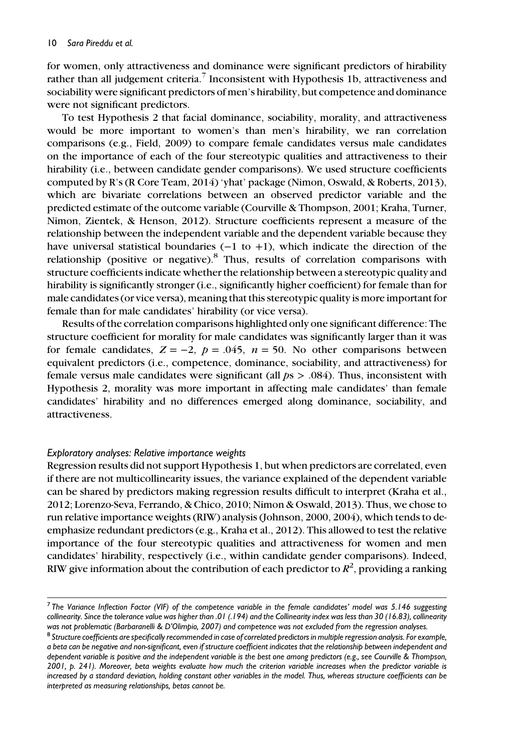for women, only attractiveness and dominance were significant predictors of hirability rather than all judgement criteria.[7] Inconsistent with Hypothesis 1b, attractiveness and sociability were significant predictors of men's hirability, but competence and dominance were not significant predictors.

To test Hypothesis 2 that facial dominance, sociability, morality, and attractiveness would be more important to women's than men's hirability, we ran correlation comparisons (e.g., Field, 2009) to compare female candidates versus male candidates on the importance of each of the four stereotypic qualities and attractiveness to their hirability (i.e., between candidate gender comparisons). We used structure coefficients computed by R's (R Core Team, 2014) 'yhat' package (Nimon, Oswald, & Roberts, 2013), which are bivariate correlations between an observed predictor variable and the predicted estimate of the outcome variable (Courville & Thompson, 2001; Kraha, Turner, Nimon, Zientek, & Henson, 2012). Structure coefficients represent a measure of the relationship between the independent variable and the dependent variable because they have universal statistical boundaries ($-1$ to $+1$), which indicate the direction of the relationship (positive or negative).[8] Thus, results of correlation comparisons with structure coefficients indicate whether the relationship between a stereotypic quality and hirability is significantly stronger (i.e., significantly higher coefficient) for female than for male candidates (or vice versa), meaning that this stereotypic quality is more important for female than for male candidates' hirability (or vice versa).

Results of the correlation comparisons highlighted only one significant difference: The structure coefficient for morality for male candidates was significantly larger than it was for female candidates, $Z = -2$, $p = .045$, $n = 50$. No other comparisons between equivalent predictors (i.e., competence, dominance, sociability, and attractiveness) for female versus male candidates were significant (all $p$s $> .084$). Thus, inconsistent with Hypothesis 2, morality was more important in affecting male candidates' than female candidates' hirability and no differences emerged along dominance, sociability, and attractiveness.

### *Exploratory analyses: Relative importance weights*

Regression results did not support Hypothesis 1, but when predictors are correlated, even if there are not multicollinearity issues, the variance explained of the dependent variable can be shared by predictors making regression results difficult to interpret (Kraha et al., 2012; Lorenzo-Seva, Ferrando, & Chico, 2010; Nimon & Oswald, 2013). Thus, we chose to run relative importance weights (RIW) analysis (Johnson, 2000, 2004), which tends to de-emphasize redundant predictors (e.g., Kraha et al., 2012). This allowed to test the relative importance of the four stereotypic qualities and attractiveness for women and men candidates' hirability, respectively (i.e., within candidate gender comparisons). Indeed, RIW give information about the contribution of each predictor to $R^2$, providing a ranking

---

[7] *The Variance Inflection Factor (VIF) of the competence variable in the female candidates' model was 5.146 suggesting collinearity. Since the tolerance value was higher than .01 (.194) and the Collinearity index was less than 30 (16.83), collinearity was not problematic (Barbaranelli & D'Olimpio, 2007) and competence was not excluded from the regression analyses.*

[8] *Structure coefficients are specifically recommended in case of correlated predictors in multiple regression analysis. For example, a beta can be negative and non-significant, even if structure coefficient indicates that the relationship between independent and dependent variable is positive and the independent variable is the best one among predictors (e.g., see Courville & Thompson, 2001, p. 241). Moreover, beta weights evaluate how much the criterion variable increases when the predictor variable is increased by a standard deviation, holding constant other variables in the model. Thus, whereas structure coefficients can be interpreted as measuring relationships, betas cannot be.*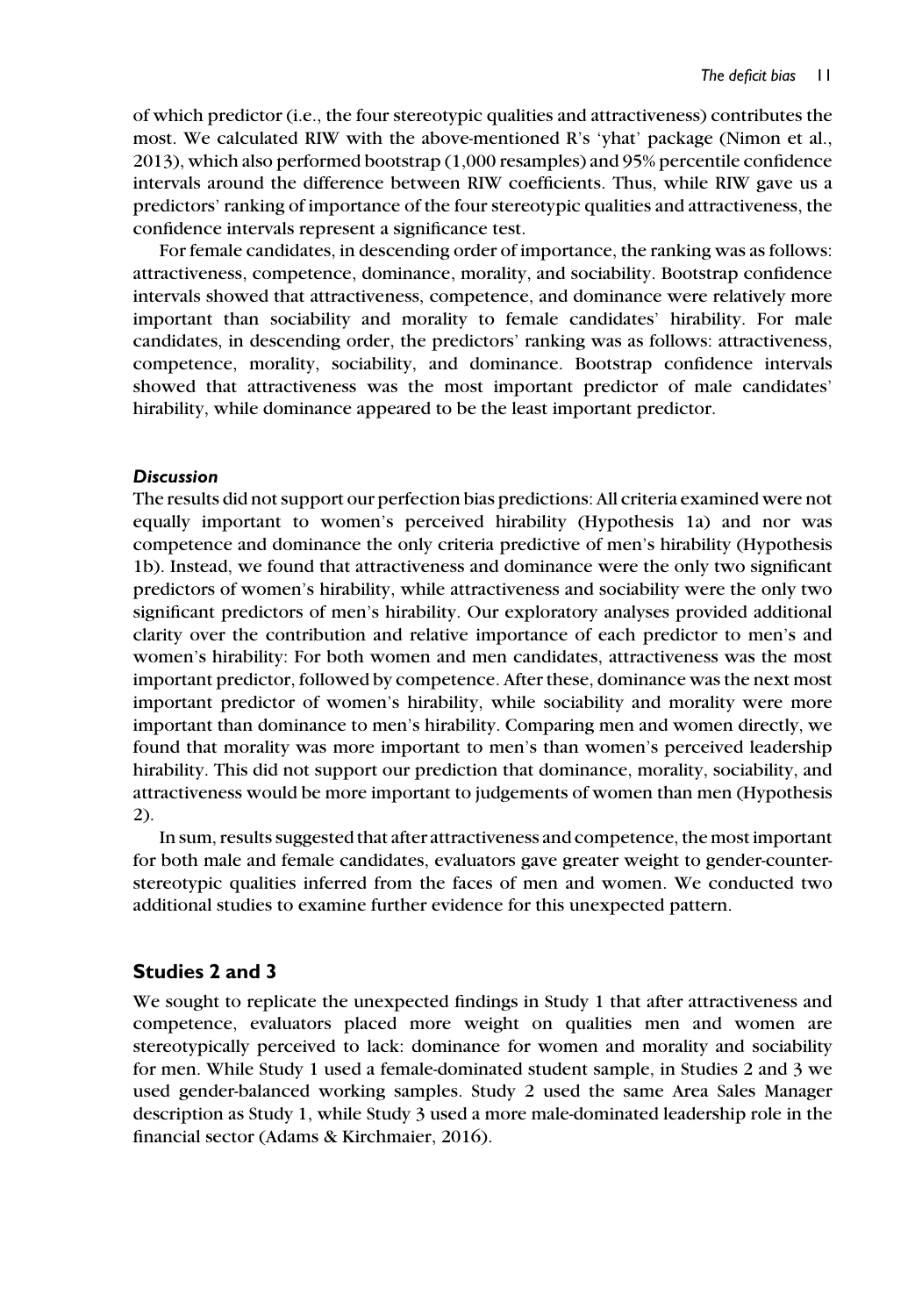of which predictor (i.e., the four stereotypic qualities and attractiveness) contributes the most. We calculated RIW with the above-mentioned R's 'yhat' package (Nimon et al., 2013), which also performed bootstrap (1,000 resamples) and 95% percentile confidence intervals around the difference between RIW coefficients. Thus, while RIW gave us a predictors' ranking of importance of the four stereotypic qualities and attractiveness, the confidence intervals represent a significance test.

For female candidates, in descending order of importance, the ranking was as follows: attractiveness, competence, dominance, morality, and sociability. Bootstrap confidence intervals showed that attractiveness, competence, and dominance were relatively more important than sociability and morality to female candidates' hirability. For male candidates, in descending order, the predictors' ranking was as follows: attractiveness, competence, morality, sociability, and dominance. Bootstrap confidence intervals showed that attractiveness was the most important predictor of male candidates' hirability, while dominance appeared to be the least important predictor.

#### *Discussion*

The results did not support our perfection bias predictions: All criteria examined were not equally important to women's perceived hirability (Hypothesis 1a) and nor was competence and dominance the only criteria predictive of men's hirability (Hypothesis 1b). Instead, we found that attractiveness and dominance were the only two significant predictors of women's hirability, while attractiveness and sociability were the only two significant predictors of men's hirability. Our exploratory analyses provided additional clarity over the contribution and relative importance of each predictor to men's and women's hirability: For both women and men candidates, attractiveness was the most important predictor, followed by competence. After these, dominance was the next most important predictor of women's hirability, while sociability and morality were more important than dominance to men's hirability. Comparing men and women directly, we found that morality was more important to men's than women's perceived leadership hirability. This did not support our prediction that dominance, morality, sociability, and attractiveness would be more important to judgements of women than men (Hypothesis 2).

In sum, results suggested that after attractiveness and competence, the most important for both male and female candidates, evaluators gave greater weight to gender-counter-stereotypic qualities inferred from the faces of men and women. We conducted two additional studies to examine further evidence for this unexpected pattern.

## Studies 2 and 3

We sought to replicate the unexpected findings in Study 1 that after attractiveness and competence, evaluators placed more weight on qualities men and women are stereotypically perceived to lack: dominance for women and morality and sociability for men. While Study 1 used a female-dominated student sample, in Studies 2 and 3 we used gender-balanced working samples. Study 2 used the same Area Sales Manager description as Study 1, while Study 3 used a more male-dominated leadership role in the financial sector (Adams & Kirchmaier, 2016).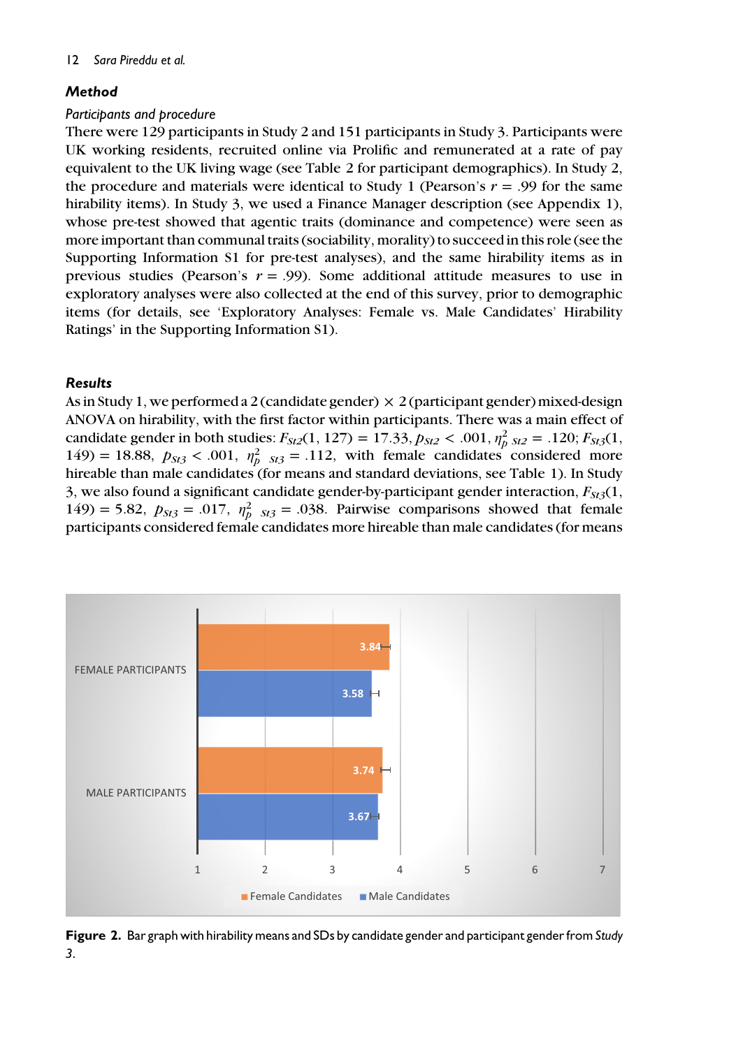## Method

### Participants and procedure

There were 129 participants in Study 2 and 151 participants in Study 3. Participants were UK working residents, recruited online via Prolific and remunerated at a rate of pay equivalent to the UK living wage (see Table 2 for participant demographics). In Study 2, the procedure and materials were identical to Study 1 (Pearson's $r$ = .99 for the same hirability items). In Study 3, we used a Finance Manager description (see Appendix 1), whose pre-test showed that agentic traits (dominance and competence) were seen as more important than communal traits (sociability, morality) to succeed in this role (see the Supporting Information S1 for pre-test analyses), and the same hirability items as in previous studies (Pearson's $r$ = .99). Some additional attitude measures to use in exploratory analyses were also collected at the end of this survey, prior to demographic items (for details, see 'Exploratory Analyses: Female vs. Male Candidates' Hirability Ratings' in the Supporting Information S1).

## Results

As in Study 1, we performed a 2 (candidate gender) × 2 (participant gender) mixed-design ANOVA on hirability, with the first factor within participants. There was a main effect of candidate gender in both studies: $F_{St2}(1, 127) = 17.33$, $p_{St2} < .001$, $\eta^2_{p\ St2} = .120$; $F_{St3}(1, 149) = 18.88$, $p_{St3} < .001$, $\eta^2_{p\ St3} = .112$, with female candidates considered more hireable than male candidates (for means and standard deviations, see Table 1). In Study 3, we also found a significant candidate gender-by-participant gender interaction, $F_{St3}(1, 149) = 5.82$, $p_{St3} = .017$, $\eta^2_{p\ St3} = .038$. Pairwise comparisons showed that female participants considered female candidates more hireable than male candidates (for means

**Figure 2.** Bar graph with hirability means and SDs by candidate gender and participant gender from *Study 3*.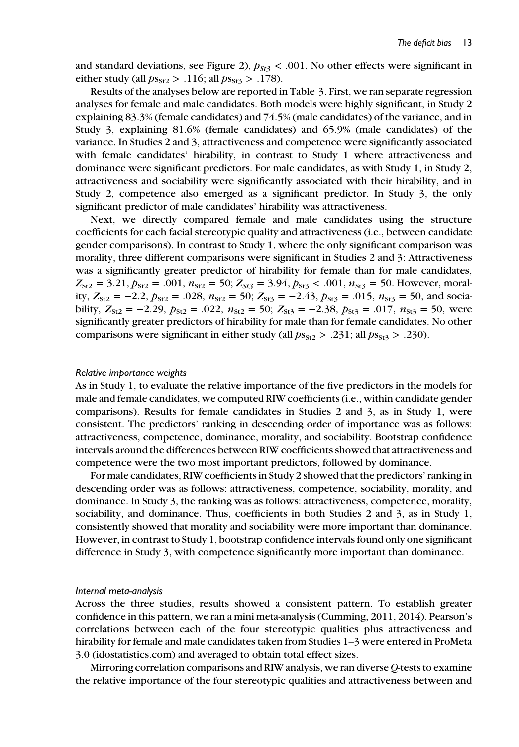and standard deviations, see Figure 2), $p_{St3} < .001$. No other effects were significant in either study (all $ps_{St2} > .116$; all $ps_{St3} > .178$).

Results of the analyses below are reported in Table 3. First, we ran separate regression analyses for female and male candidates. Both models were highly significant, in Study 2 explaining 83.3% (female candidates) and 74.5% (male candidates) of the variance, and in Study 3, explaining 81.6% (female candidates) and 65.9% (male candidates) of the variance. In Studies 2 and 3, attractiveness and competence were significantly associated with female candidates' hirability, in contrast to Study 1 where attractiveness and dominance were significant predictors. For male candidates, as with Study 1, in Study 2, attractiveness and sociability were significantly associated with their hirability, and in Study 2, competence also emerged as a significant predictor. In Study 3, the only significant predictor of male candidates' hirability was attractiveness.

Next, we directly compared female and male candidates using the structure coefficients for each facial stereotypic quality and attractiveness (i.e., between candidate gender comparisons). In contrast to Study 1, where the only significant comparison was morality, three different comparisons were significant in Studies 2 and 3: Attractiveness was a significantly greater predictor of hirability for female than for male candidates, $Z_{St2} = 3.21$, $p_{St2} = .001$, $n_{St2} = 50$; $Z_{St3} = 3.94$, $p_{St3} < .001$, $n_{St3} = 50$. However, morality, $Z_{St2} = -2.2$, $p_{St2} = .028$, $n_{St2} = 50$; $Z_{St3} = -2.43$, $p_{St3} = .015$, $n_{St3} = 50$, and sociability, $Z_{St2} = -2.29$, $p_{St2} = .022$, $n_{St2} = 50$; $Z_{St3} = -2.38$, $p_{St3} = .017$, $n_{St3} = 50$, were significantly greater predictors of hirability for male than for female candidates. No other comparisons were significant in either study (all $ps_{St2} > .231$; all $ps_{St3} > .230$).

#### *Relative importance weights*

As in Study 1, to evaluate the relative importance of the five predictors in the models for male and female candidates, we computed RIW coefficients (i.e., within candidate gender comparisons). Results for female candidates in Studies 2 and 3, as in Study 1, were consistent. The predictors' ranking in descending order of importance was as follows: attractiveness, competence, dominance, morality, and sociability. Bootstrap confidence intervals around the differences between RIW coefficients showed that attractiveness and competence were the two most important predictors, followed by dominance.

For male candidates, RIW coefficients in Study 2 showed that the predictors' ranking in descending order was as follows: attractiveness, competence, sociability, morality, and dominance. In Study 3, the ranking was as follows: attractiveness, competence, morality, sociability, and dominance. Thus, coefficients in both Studies 2 and 3, as in Study 1, consistently showed that morality and sociability were more important than dominance. However, in contrast to Study 1, bootstrap confidence intervals found only one significant difference in Study 3, with competence significantly more important than dominance.

#### *Internal meta-analysis*

Across the three studies, results showed a consistent pattern. To establish greater confidence in this pattern, we ran a mini meta-analysis (Cumming, 2011, 2014). Pearson's correlations between each of the four stereotypic qualities plus attractiveness and hirability for female and male candidates taken from Studies 1–3 were entered in ProMeta 3.0 (idostatistics.com) and averaged to obtain total effect sizes.

Mirroring correlation comparisons and RIW analysis, we ran diverse *Q*-tests to examine the relative importance of the four stereotypic qualities and attractiveness between and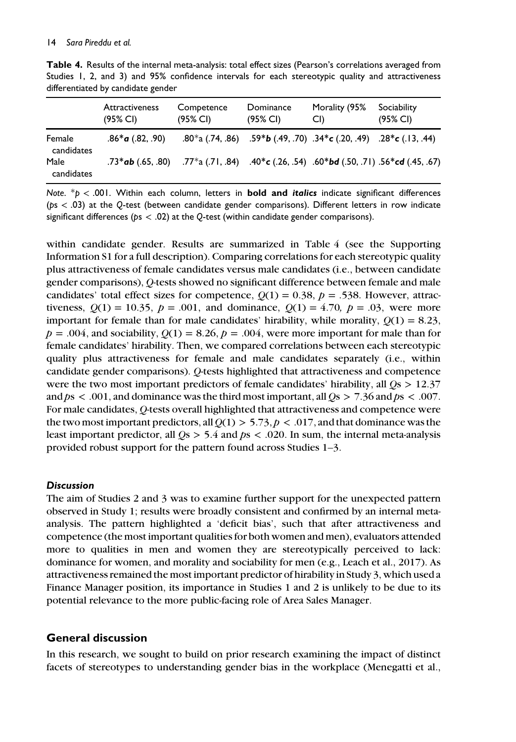**Table 4.** Results of the internal meta-analysis: total effect sizes (Pearson's correlations averaged from Studies 1, 2, and 3) and 95% confidence intervals for each stereotypic quality and attractiveness differentiated by candidate gender

| | Attractiveness (95% CI) | Competence (95% CI) | Dominance (95% CI) | Morality (95% CI) | Sociability (95% CI) |
|---|---|---|---|---|---|
| Female candidates | .86\****a*** (.82, .90) | .80\*a (.74, .86) | .59\****b*** (.49, .70) | .34\****c*** (.20, .49) | .28\****c*** (.13, .44) |
| Male candidates | .73\****ab*** (.65, .80) | .77\*a (.71, .84) | .40\****c*** (.26, .54) | .60\****bd*** (.50, .71) | .56\****cd*** (.45, .67) |

*Note.* $^{*}p < .001$. Within each column, letters in ***bold and italics*** indicate significant differences ($p$s < .03) at the $Q$-test (between candidate gender comparisons). Different letters in row indicate significant differences ($p$s < .02) at the $Q$-test (within candidate gender comparisons).

within candidate gender. Results are summarized in Table 4 (see the Supporting Information S1 for a full description). Comparing correlations for each stereotypic quality plus attractiveness of female candidates versus male candidates (i.e., between candidate gender comparisons), $Q$-tests showed no significant difference between female and male candidates' total effect sizes for competence, $Q(1) = 0.38$, $p = .538$. However, attractiveness, $Q(1) = 10.35$, $p = .001$, and dominance, $Q(1) = 4.70$, $p = .03$, were more important for female than for male candidates' hirability, while morality, $Q(1) = 8.23$, $p = .004$, and sociability, $Q(1) = 8.26$, $p = .004$, were more important for male than for female candidates' hirability. Then, we compared correlations between each stereotypic quality plus attractiveness for female and male candidates separately (i.e., within candidate gender comparisons). $Q$-tests highlighted that attractiveness and competence were the two most important predictors of female candidates' hirability, all $Q\text{s} > 12.37$ and $p\text{s} < .001$, and dominance was the third most important, all $Q\text{s} > 7.36$ and $p\text{s} < .007$. For male candidates, $Q$-tests overall highlighted that attractiveness and competence were the two most important predictors, all $Q(1) > 5.73$, $p < .017$, and that dominance was the least important predictor, all $Q\text{s} > 5.4$ and $p\text{s} < .020$. In sum, the internal meta-analysis provided robust support for the pattern found across Studies 1–3.

### *Discussion*

The aim of Studies 2 and 3 was to examine further support for the unexpected pattern observed in Study 1; results were broadly consistent and confirmed by an internal meta-analysis. The pattern highlighted a 'deficit bias', such that after attractiveness and competence (the most important qualities for both women and men), evaluators attended more to qualities in men and women they are stereotypically perceived to lack: dominance for women, and morality and sociability for men (e.g., Leach et al., 2017). As attractiveness remained the most important predictor of hirability in Study 3, which used a Finance Manager position, its importance in Studies 1 and 2 is unlikely to be due to its potential relevance to the more public-facing role of Area Sales Manager.

## General discussion

In this research, we sought to build on prior research examining the impact of distinct facets of stereotypes to understanding gender bias in the workplace (Menegatti et al.,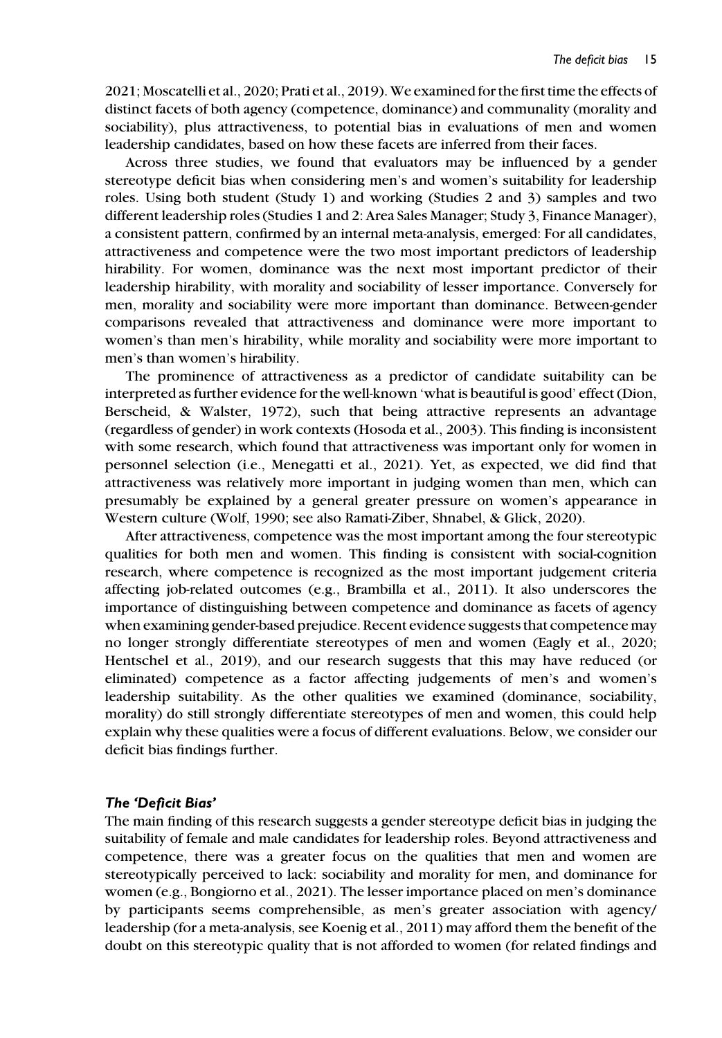2021; Moscatelli et al., 2020; Prati et al., 2019). We examined for the first time the effects of distinct facets of both agency (competence, dominance) and communality (morality and sociability), plus attractiveness, to potential bias in evaluations of men and women leadership candidates, based on how these facets are inferred from their faces.

Across three studies, we found that evaluators may be influenced by a gender stereotype deficit bias when considering men's and women's suitability for leadership roles. Using both student (Study 1) and working (Studies 2 and 3) samples and two different leadership roles (Studies 1 and 2: Area Sales Manager; Study 3, Finance Manager), a consistent pattern, confirmed by an internal meta-analysis, emerged: For all candidates, attractiveness and competence were the two most important predictors of leadership hirability. For women, dominance was the next most important predictor of their leadership hirability, with morality and sociability of lesser importance. Conversely for men, morality and sociability were more important than dominance. Between-gender comparisons revealed that attractiveness and dominance were more important to women's than men's hirability, while morality and sociability were more important to men's than women's hirability.

The prominence of attractiveness as a predictor of candidate suitability can be interpreted as further evidence for the well-known 'what is beautiful is good' effect (Dion, Berscheid, & Walster, 1972), such that being attractive represents an advantage (regardless of gender) in work contexts (Hosoda et al., 2003). This finding is inconsistent with some research, which found that attractiveness was important only for women in personnel selection (i.e., Menegatti et al., 2021). Yet, as expected, we did find that attractiveness was relatively more important in judging women than men, which can presumably be explained by a general greater pressure on women's appearance in Western culture (Wolf, 1990; see also Ramati-Ziber, Shnabel, & Glick, 2020).

After attractiveness, competence was the most important among the four stereotypic qualities for both men and women. This finding is consistent with social-cognition research, where competence is recognized as the most important judgement criteria affecting job-related outcomes (e.g., Brambilla et al., 2011). It also underscores the importance of distinguishing between competence and dominance as facets of agency when examining gender-based prejudice. Recent evidence suggests that competence may no longer strongly differentiate stereotypes of men and women (Eagly et al., 2020; Hentschel et al., 2019), and our research suggests that this may have reduced (or eliminated) competence as a factor affecting judgements of men's and women's leadership suitability. As the other qualities we examined (dominance, sociability, morality) do still strongly differentiate stereotypes of men and women, this could help explain why these qualities were a focus of different evaluations. Below, we consider our deficit bias findings further.

### *The 'Deficit Bias'*

The main finding of this research suggests a gender stereotype deficit bias in judging the suitability of female and male candidates for leadership roles. Beyond attractiveness and competence, there was a greater focus on the qualities that men and women are stereotypically perceived to lack: sociability and morality for men, and dominance for women (e.g., Bongiorno et al., 2021). The lesser importance placed on men's dominance by participants seems comprehensible, as men's greater association with agency/leadership (for a meta-analysis, see Koenig et al., 2011) may afford them the benefit of the doubt on this stereotypic quality that is not afforded to women (for related findings and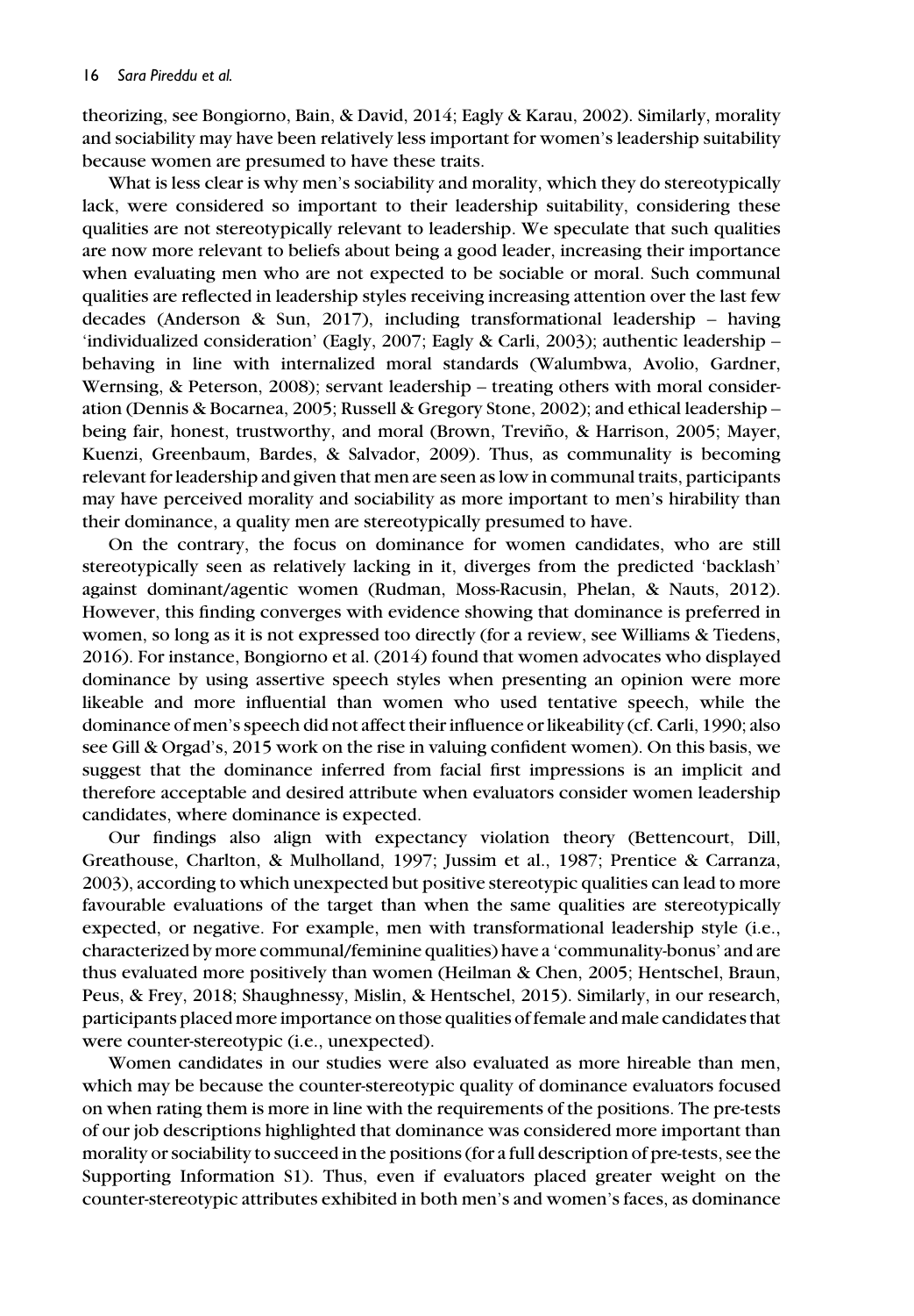theorizing, see Bongiorno, Bain, & David, 2014; Eagly & Karau, 2002). Similarly, morality and sociability may have been relatively less important for women's leadership suitability because women are presumed to have these traits.

What is less clear is why men's sociability and morality, which they do stereotypically lack, were considered so important to their leadership suitability, considering these qualities are not stereotypically relevant to leadership. We speculate that such qualities are now more relevant to beliefs about being a good leader, increasing their importance when evaluating men who are not expected to be sociable or moral. Such communal qualities are reflected in leadership styles receiving increasing attention over the last few decades (Anderson & Sun, 2017), including transformational leadership – having 'individualized consideration' (Eagly, 2007; Eagly & Carli, 2003); authentic leadership – behaving in line with internalized moral standards (Walumbwa, Avolio, Gardner, Wernsing, & Peterson, 2008); servant leadership – treating others with moral consideration (Dennis & Bocarnea, 2005; Russell & Gregory Stone, 2002); and ethical leadership – being fair, honest, trustworthy, and moral (Brown, Treviño, & Harrison, 2005; Mayer, Kuenzi, Greenbaum, Bardes, & Salvador, 2009). Thus, as communality is becoming relevant for leadership and given that men are seen as low in communal traits, participants may have perceived morality and sociability as more important to men's hirability than their dominance, a quality men are stereotypically presumed to have.

On the contrary, the focus on dominance for women candidates, who are still stereotypically seen as relatively lacking in it, diverges from the predicted 'backlash' against dominant/agentic women (Rudman, Moss-Racusin, Phelan, & Nauts, 2012). However, this finding converges with evidence showing that dominance is preferred in women, so long as it is not expressed too directly (for a review, see Williams & Tiedens, 2016). For instance, Bongiorno et al. (2014) found that women advocates who displayed dominance by using assertive speech styles when presenting an opinion were more likeable and more influential than women who used tentative speech, while the dominance of men's speech did not affect their influence or likeability (cf. Carli, 1990; also see Gill & Orgad's, 2015 work on the rise in valuing confident women). On this basis, we suggest that the dominance inferred from facial first impressions is an implicit and therefore acceptable and desired attribute when evaluators consider women leadership candidates, where dominance is expected.

Our findings also align with expectancy violation theory (Bettencourt, Dill, Greathouse, Charlton, & Mulholland, 1997; Jussim et al., 1987; Prentice & Carranza, 2003), according to which unexpected but positive stereotypic qualities can lead to more favourable evaluations of the target than when the same qualities are stereotypically expected, or negative. For example, men with transformational leadership style (i.e., characterized by more communal/feminine qualities) have a 'communality-bonus' and are thus evaluated more positively than women (Heilman & Chen, 2005; Hentschel, Braun, Peus, & Frey, 2018; Shaughnessy, Mislin, & Hentschel, 2015). Similarly, in our research, participants placed more importance on those qualities of female and male candidates that were counter-stereotypic (i.e., unexpected).

Women candidates in our studies were also evaluated as more hireable than men, which may be because the counter-stereotypic quality of dominance evaluators focused on when rating them is more in line with the requirements of the positions. The pre-tests of our job descriptions highlighted that dominance was considered more important than morality or sociability to succeed in the positions (for a full description of pre-tests, see the Supporting Information S1). Thus, even if evaluators placed greater weight on the counter-stereotypic attributes exhibited in both men's and women's faces, as dominance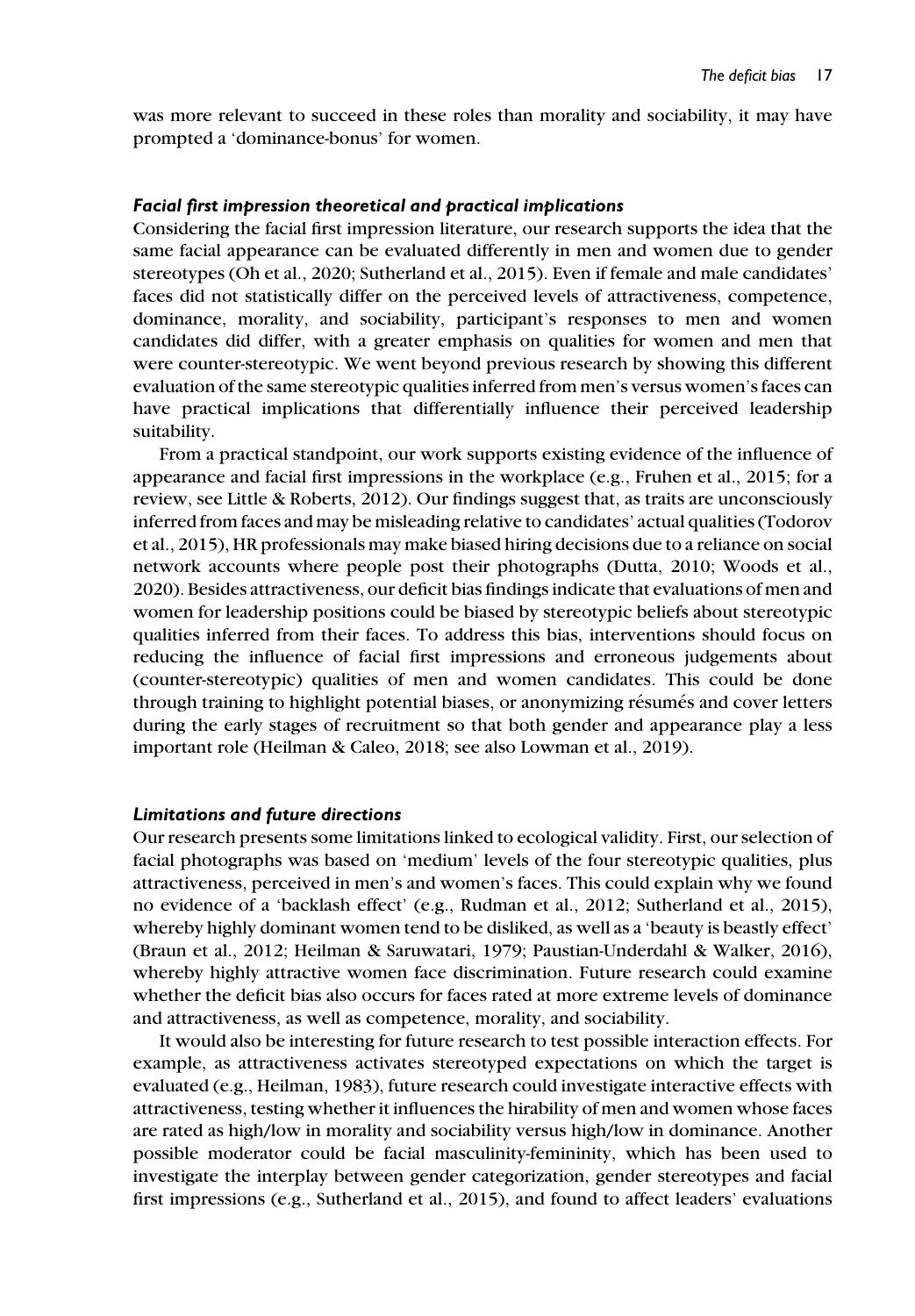was more relevant to succeed in these roles than morality and sociability, it may have prompted a 'dominance-bonus' for women.

### *Facial first impression theoretical and practical implications*

Considering the facial first impression literature, our research supports the idea that the same facial appearance can be evaluated differently in men and women due to gender stereotypes (Oh et al., 2020; Sutherland et al., 2015). Even if female and male candidates' faces did not statistically differ on the perceived levels of attractiveness, competence, dominance, morality, and sociability, participant's responses to men and women candidates did differ, with a greater emphasis on qualities for women and men that were counter-stereotypic. We went beyond previous research by showing this different evaluation of the same stereotypic qualities inferred from men's versus women's faces can have practical implications that differentially influence their perceived leadership suitability.

From a practical standpoint, our work supports existing evidence of the influence of appearance and facial first impressions in the workplace (e.g., Fruhen et al., 2015; for a review, see Little & Roberts, 2012). Our findings suggest that, as traits are unconsciously inferred from faces and may be misleading relative to candidates' actual qualities (Todorov et al., 2015), HR professionals may make biased hiring decisions due to a reliance on social network accounts where people post their photographs (Dutta, 2010; Woods et al., 2020). Besides attractiveness, our deficit bias findings indicate that evaluations of men and women for leadership positions could be biased by stereotypic beliefs about stereotypic qualities inferred from their faces. To address this bias, interventions should focus on reducing the influence of facial first impressions and erroneous judgements about (counter-stereotypic) qualities of men and women candidates. This could be done through training to highlight potential biases, or anonymizing résumés and cover letters during the early stages of recruitment so that both gender and appearance play a less important role (Heilman & Caleo, 2018; see also Lowman et al., 2019).

### *Limitations and future directions*

Our research presents some limitations linked to ecological validity. First, our selection of facial photographs was based on 'medium' levels of the four stereotypic qualities, plus attractiveness, perceived in men's and women's faces. This could explain why we found no evidence of a 'backlash effect' (e.g., Rudman et al., 2012; Sutherland et al., 2015), whereby highly dominant women tend to be disliked, as well as a 'beauty is beastly effect' (Braun et al., 2012; Heilman & Saruwatari, 1979; Paustian-Underdahl & Walker, 2016), whereby highly attractive women face discrimination. Future research could examine whether the deficit bias also occurs for faces rated at more extreme levels of dominance and attractiveness, as well as competence, morality, and sociability.

It would also be interesting for future research to test possible interaction effects. For example, as attractiveness activates stereotyped expectations on which the target is evaluated (e.g., Heilman, 1983), future research could investigate interactive effects with attractiveness, testing whether it influences the hirability of men and women whose faces are rated as high/low in morality and sociability versus high/low in dominance. Another possible moderator could be facial masculinity-femininity, which has been used to investigate the interplay between gender categorization, gender stereotypes and facial first impressions (e.g., Sutherland et al., 2015), and found to affect leaders' evaluations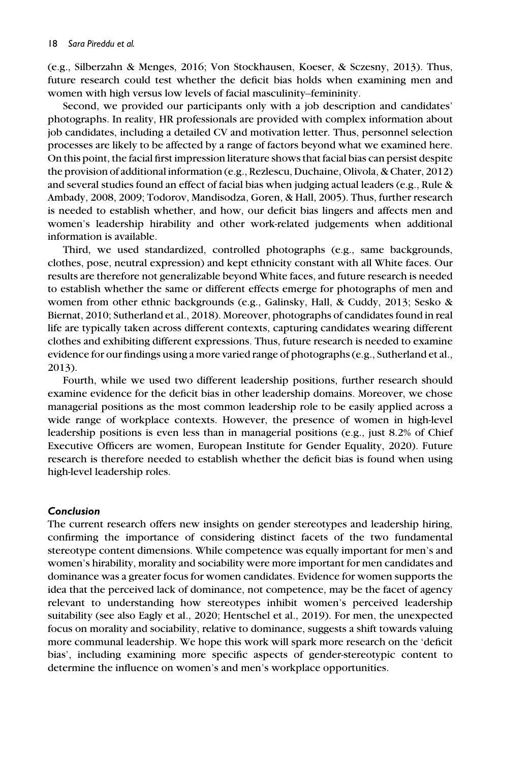(e.g., Silberzahn & Menges, 2016; Von Stockhausen, Koeser, & Sczesny, 2013). Thus, future research could test whether the deficit bias holds when examining men and women with high versus low levels of facial masculinity–femininity.

Second, we provided our participants only with a job description and candidates' photographs. In reality, HR professionals are provided with complex information about job candidates, including a detailed CV and motivation letter. Thus, personnel selection processes are likely to be affected by a range of factors beyond what we examined here. On this point, the facial first impression literature shows that facial bias can persist despite the provision of additional information (e.g., Rezlescu, Duchaine, Olivola, & Chater, 2012) and several studies found an effect of facial bias when judging actual leaders (e.g., Rule & Ambady, 2008, 2009; Todorov, Mandisodza, Goren, & Hall, 2005). Thus, further research is needed to establish whether, and how, our deficit bias lingers and affects men and women's leadership hirability and other work-related judgements when additional information is available.

Third, we used standardized, controlled photographs (e.g., same backgrounds, clothes, pose, neutral expression) and kept ethnicity constant with all White faces. Our results are therefore not generalizable beyond White faces, and future research is needed to establish whether the same or different effects emerge for photographs of men and women from other ethnic backgrounds (e.g., Galinsky, Hall, & Cuddy, 2013; Sesko & Biernat, 2010; Sutherland et al., 2018). Moreover, photographs of candidates found in real life are typically taken across different contexts, capturing candidates wearing different clothes and exhibiting different expressions. Thus, future research is needed to examine evidence for our findings using a more varied range of photographs (e.g., Sutherland et al., 2013).

Fourth, while we used two different leadership positions, further research should examine evidence for the deficit bias in other leadership domains. Moreover, we chose managerial positions as the most common leadership role to be easily applied across a wide range of workplace contexts. However, the presence of women in high-level leadership positions is even less than in managerial positions (e.g., just 8.2% of Chief Executive Officers are women, European Institute for Gender Equality, 2020). Future research is therefore needed to establish whether the deficit bias is found when using high-level leadership roles.

### *Conclusion*

The current research offers new insights on gender stereotypes and leadership hiring, confirming the importance of considering distinct facets of the two fundamental stereotype content dimensions. While competence was equally important for men's and women's hirability, morality and sociability were more important for men candidates and dominance was a greater focus for women candidates. Evidence for women supports the idea that the perceived lack of dominance, not competence, may be the facet of agency relevant to understanding how stereotypes inhibit women's perceived leadership suitability (see also Eagly et al., 2020; Hentschel et al., 2019). For men, the unexpected focus on morality and sociability, relative to dominance, suggests a shift towards valuing more communal leadership. We hope this work will spark more research on the 'deficit bias', including examining more specific aspects of gender-stereotypic content to determine the influence on women's and men's workplace opportunities.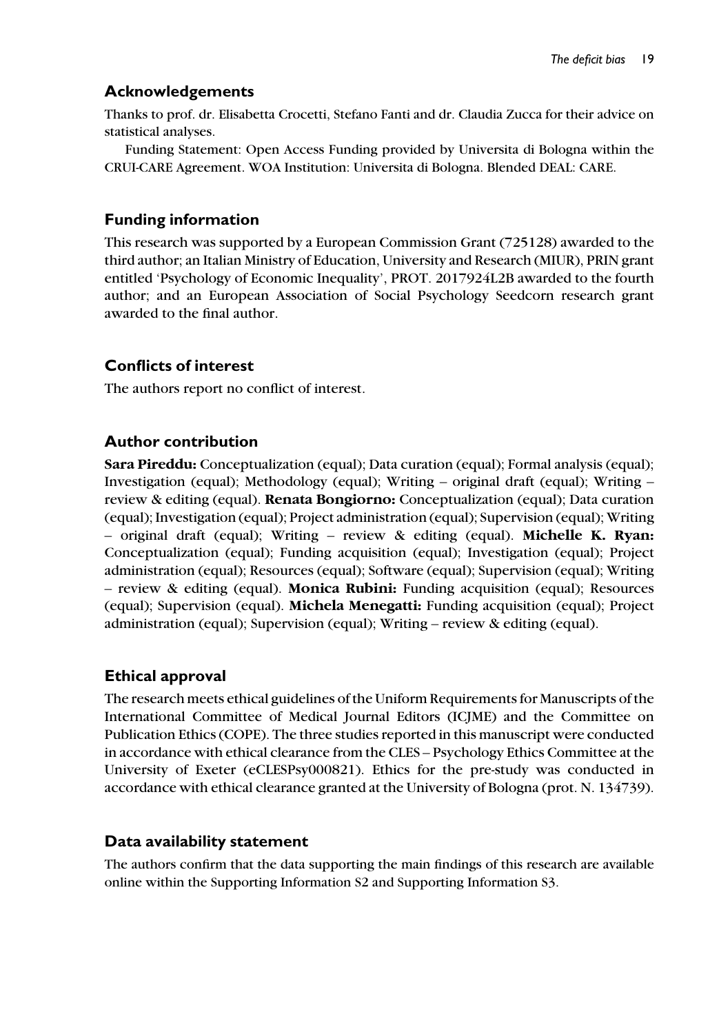## Acknowledgements

Thanks to prof. dr. Elisabetta Crocetti, Stefano Fanti and dr. Claudia Zucca for their advice on statistical analyses.

Funding Statement: Open Access Funding provided by Universita di Bologna within the CRUI-CARE Agreement. WOA Institution: Universita di Bologna. Blended DEAL: CARE.

## Funding information

This research was supported by a European Commission Grant (725128) awarded to the third author; an Italian Ministry of Education, University and Research (MIUR), PRIN grant entitled 'Psychology of Economic Inequality', PROT. 2017924L2B awarded to the fourth author; and an European Association of Social Psychology Seedcorn research grant awarded to the final author.

## Conflicts of interest

The authors report no conflict of interest.

## Author contribution

**Sara Pireddu:** Conceptualization (equal); Data curation (equal); Formal analysis (equal); Investigation (equal); Methodology (equal); Writing – original draft (equal); Writing – review & editing (equal). **Renata Bongiorno:** Conceptualization (equal); Data curation (equal); Investigation (equal); Project administration (equal); Supervision (equal); Writing – original draft (equal); Writing – review & editing (equal). **Michelle K. Ryan:** Conceptualization (equal); Funding acquisition (equal); Investigation (equal); Project administration (equal); Resources (equal); Software (equal); Supervision (equal); Writing – review & editing (equal). **Monica Rubini:** Funding acquisition (equal); Resources (equal); Supervision (equal). **Michela Menegatti:** Funding acquisition (equal); Project administration (equal); Supervision (equal); Writing – review & editing (equal).

## Ethical approval

The research meets ethical guidelines of the Uniform Requirements for Manuscripts of the International Committee of Medical Journal Editors (ICJME) and the Committee on Publication Ethics (COPE). The three studies reported in this manuscript were conducted in accordance with ethical clearance from the CLES – Psychology Ethics Committee at the University of Exeter (eCLESPsy000821). Ethics for the pre-study was conducted in accordance with ethical clearance granted at the University of Bologna (prot. N. 134739).

## Data availability statement

The authors confirm that the data supporting the main findings of this research are available online within the Supporting Information S2 and Supporting Information S3.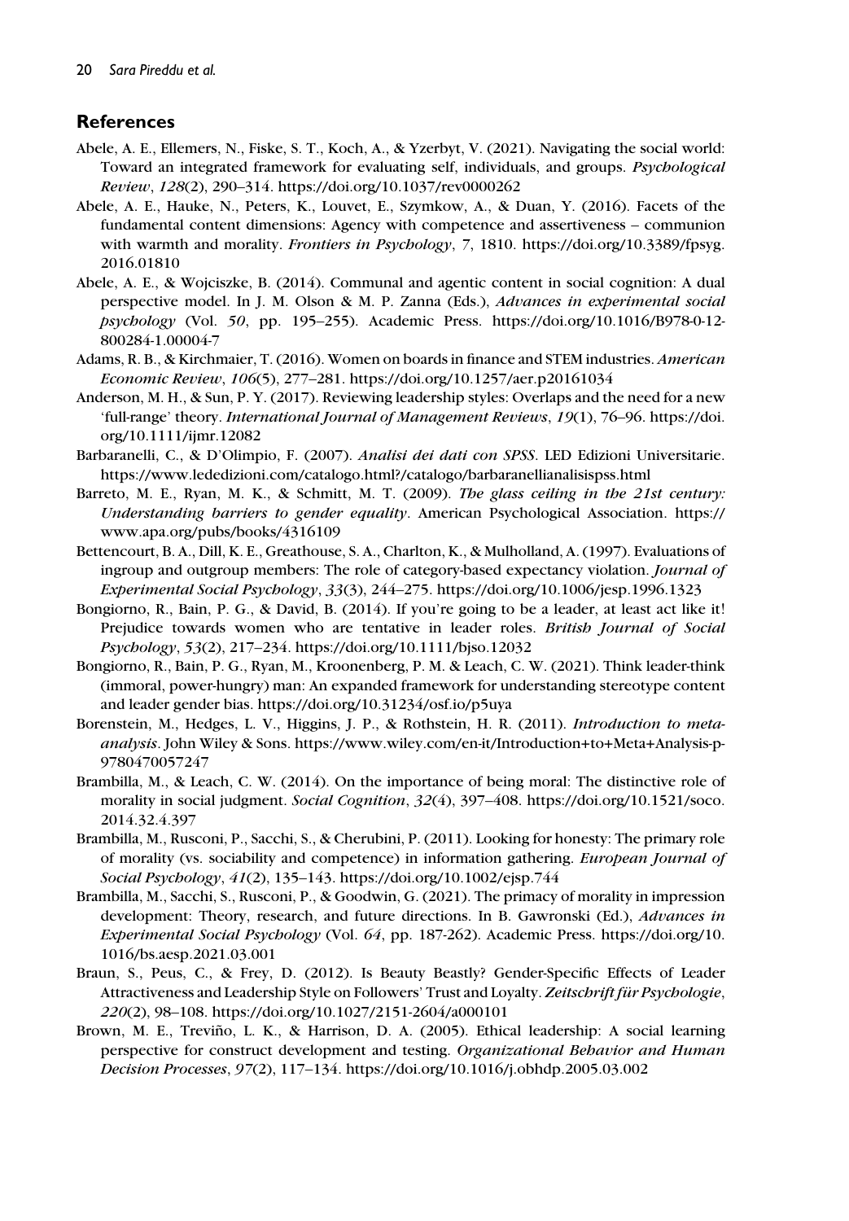## References

Abele, A. E., Ellemers, N., Fiske, S. T., Koch, A., & Yzerbyt, V. (2021). Navigating the social world: Toward an integrated framework for evaluating self, individuals, and groups. *Psychological Review*, *128*(2), 290–314. https://doi.org/10.1037/rev0000262

Abele, A. E., Hauke, N., Peters, K., Louvet, E., Szymkow, A., & Duan, Y. (2016). Facets of the fundamental content dimensions: Agency with competence and assertiveness – communion with warmth and morality. *Frontiers in Psychology*, *7*, 1810. https://doi.org/10.3389/fpsyg.2016.01810

Abele, A. E., & Wojciszke, B. (2014). Communal and agentic content in social cognition: A dual perspective model. In J. M. Olson & M. P. Zanna (Eds.), *Advances in experimental social psychology* (Vol. *50*, pp. 195–255). Academic Press. https://doi.org/10.1016/B978-0-12-800284-1.00004-7

Adams, R. B., & Kirchmaier, T. (2016). Women on boards in finance and STEM industries. *American Economic Review*, *106*(5), 277–281. https://doi.org/10.1257/aer.p20161034

Anderson, M. H., & Sun, P. Y. (2017). Reviewing leadership styles: Overlaps and the need for a new 'full-range' theory. *International Journal of Management Reviews*, *19*(1), 76–96. https://doi.org/10.1111/ijmr.12082

Barbaranelli, C., & D'Olimpio, F. (2007). *Analisi dei dati con SPSS*. LED Edizioni Universitarie. https://www.lededizioni.com/catalogo.html?/catalogo/barbaranellianalisispss.html

Barreto, M. E., Ryan, M. K., & Schmitt, M. T. (2009). *The glass ceiling in the 21st century: Understanding barriers to gender equality*. American Psychological Association. https://www.apa.org/pubs/books/4316109

Bettencourt, B. A., Dill, K. E., Greathouse, S. A., Charlton, K., & Mulholland, A. (1997). Evaluations of ingroup and outgroup members: The role of category-based expectancy violation. *Journal of Experimental Social Psychology*, *33*(3), 244–275. https://doi.org/10.1006/jesp.1996.1323

Bongiorno, R., Bain, P. G., & David, B. (2014). If you're going to be a leader, at least act like it! Prejudice towards women who are tentative in leader roles. *British Journal of Social Psychology*, *53*(2), 217–234. https://doi.org/10.1111/bjso.12032

Bongiorno, R., Bain, P. G., Ryan, M., Kroonenberg, P. M. & Leach, C. W. (2021). Think leader-think (immoral, power-hungry) man: An expanded framework for understanding stereotype content and leader gender bias. https://doi.org/10.31234/osf.io/p5uya

Borenstein, M., Hedges, L. V., Higgins, J. P., & Rothstein, H. R. (2011). *Introduction to meta-analysis*. John Wiley & Sons. https://www.wiley.com/en-it/Introduction+to+Meta+Analysis-p-9780470057247

Brambilla, M., & Leach, C. W. (2014). On the importance of being moral: The distinctive role of morality in social judgment. *Social Cognition*, *32*(4), 397–408. https://doi.org/10.1521/soco.2014.32.4.397

Brambilla, M., Rusconi, P., Sacchi, S., & Cherubini, P. (2011). Looking for honesty: The primary role of morality (vs. sociability and competence) in information gathering. *European Journal of Social Psychology*, *41*(2), 135–143. https://doi.org/10.1002/ejsp.744

Brambilla, M., Sacchi, S., Rusconi, P., & Goodwin, G. (2021). The primacy of morality in impression development: Theory, research, and future directions. In B. Gawronski (Ed.), *Advances in Experimental Social Psychology* (Vol. *64*, pp. 187-262). Academic Press. https://doi.org/10.1016/bs.aesp.2021.03.001

Braun, S., Peus, C., & Frey, D. (2012). Is Beauty Beastly? Gender-Specific Effects of Leader Attractiveness and Leadership Style on Followers' Trust and Loyalty. *Zeitschrift für Psychologie*, *220*(2), 98–108. https://doi.org/10.1027/2151-2604/a000101

Brown, M. E., Treviño, L. K., & Harrison, D. A. (2005). Ethical leadership: A social learning perspective for construct development and testing. *Organizational Behavior and Human Decision Processes*, *97*(2), 117–134. https://doi.org/10.1016/j.obhdp.2005.03.002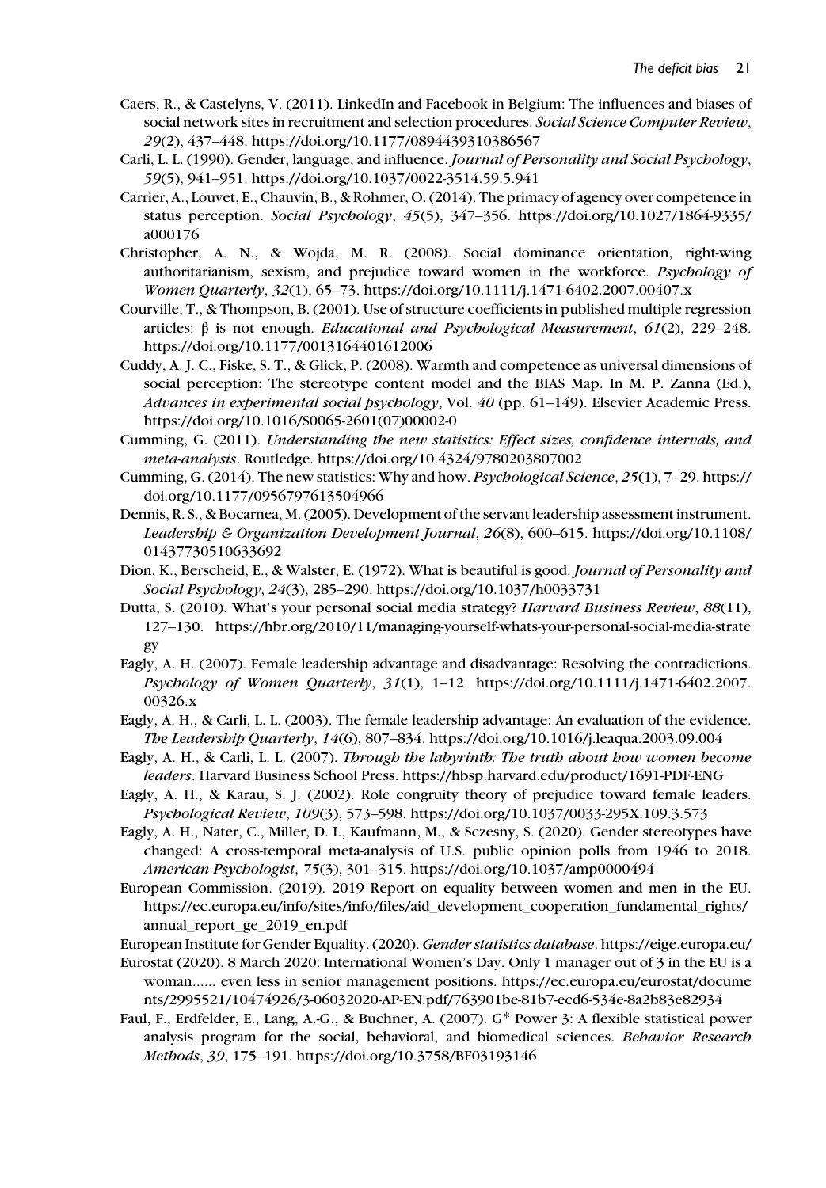Caers, R., & Castelyns, V. (2011). LinkedIn and Facebook in Belgium: The influences and biases of social network sites in recruitment and selection procedures. *Social Science Computer Review*, *29*(2), 437–448. https://doi.org/10.1177/0894439310386567

Carli, L. L. (1990). Gender, language, and influence. *Journal of Personality and Social Psychology*, *59*(5), 941–951. https://doi.org/10.1037/0022-3514.59.5.941

Carrier, A., Louvet, E., Chauvin, B., & Rohmer, O. (2014). The primacy of agency over competence in status perception. *Social Psychology*, *45*(5), 347–356. https://doi.org/10.1027/1864-9335/a000176

Christopher, A. N., & Wojda, M. R. (2008). Social dominance orientation, right-wing authoritarianism, sexism, and prejudice toward women in the workforce. *Psychology of Women Quarterly*, *32*(1), 65–73. https://doi.org/10.1111/j.1471-6402.2007.00407.x

Courville, T., & Thompson, B. (2001). Use of structure coefficients in published multiple regression articles: β is not enough. *Educational and Psychological Measurement*, *61*(2), 229–248. https://doi.org/10.1177/0013164401612006

Cuddy, A. J. C., Fiske, S. T., & Glick, P. (2008). Warmth and competence as universal dimensions of social perception: The stereotype content model and the BIAS Map. In M. P. Zanna (Ed.), *Advances in experimental social psychology*, Vol. *40* (pp. 61–149). Elsevier Academic Press. https://doi.org/10.1016/S0065-2601(07)00002-0

Cumming, G. (2011). *Understanding the new statistics: Effect sizes, confidence intervals, and meta-analysis*. Routledge. https://doi.org/10.4324/9780203807002

Cumming, G. (2014). The new statistics: Why and how. *Psychological Science*, *25*(1), 7–29. https://doi.org/10.1177/0956797613504966

Dennis, R. S., & Bocarnea, M. (2005). Development of the servant leadership assessment instrument. *Leadership & Organization Development Journal*, *26*(8), 600–615. https://doi.org/10.1108/01437730510633692

Dion, K., Berscheid, E., & Walster, E. (1972). What is beautiful is good. *Journal of Personality and Social Psychology*, *24*(3), 285–290. https://doi.org/10.1037/h0033731

Dutta, S. (2010). What's your personal social media strategy? *Harvard Business Review*, *88*(11), 127–130. https://hbr.org/2010/11/managing-yourself-whats-your-personal-social-media-strategy

Eagly, A. H. (2007). Female leadership advantage and disadvantage: Resolving the contradictions. *Psychology of Women Quarterly*, *31*(1), 1–12. https://doi.org/10.1111/j.1471-6402.2007.00326.x

Eagly, A. H., & Carli, L. L. (2003). The female leadership advantage: An evaluation of the evidence. *The Leadership Quarterly*, *14*(6), 807–834. https://doi.org/10.1016/j.leaqua.2003.09.004

Eagly, A. H., & Carli, L. L. (2007). *Through the labyrinth: The truth about how women become leaders*. Harvard Business School Press. https://hbsp.harvard.edu/product/1691-PDF-ENG

Eagly, A. H., & Karau, S. J. (2002). Role congruity theory of prejudice toward female leaders. *Psychological Review*, *109*(3), 573–598. https://doi.org/10.1037/0033-295X.109.3.573

Eagly, A. H., Nater, C., Miller, D. I., Kaufmann, M., & Sczesny, S. (2020). Gender stereotypes have changed: A cross-temporal meta-analysis of U.S. public opinion polls from 1946 to 2018. *American Psychologist*, *75*(3), 301–315. https://doi.org/10.1037/amp0000494

European Commission. (2019). 2019 Report on equality between women and men in the EU. https://ec.europa.eu/info/sites/info/files/aid_development_cooperation_fundamental_rights/annual_report_ge_2019_en.pdf

European Institute for Gender Equality. (2020). *Gender statistics database*. https://eige.europa.eu/

Eurostat (2020). 8 March 2020: International Women's Day. Only 1 manager out of 3 in the EU is a woman...... even less in senior management positions. https://ec.europa.eu/eurostat/documents/2995521/10474926/3-06032020-AP-EN.pdf/763901be-81b7-ecd6-534e-8a2b83e82934

Faul, F., Erdfelder, E., Lang, A.-G., & Buchner, A. (2007). G* Power 3: A flexible statistical power analysis program for the social, behavioral, and biomedical sciences. *Behavior Research Methods*, *39*, 175–191. https://doi.org/10.3758/BF03193146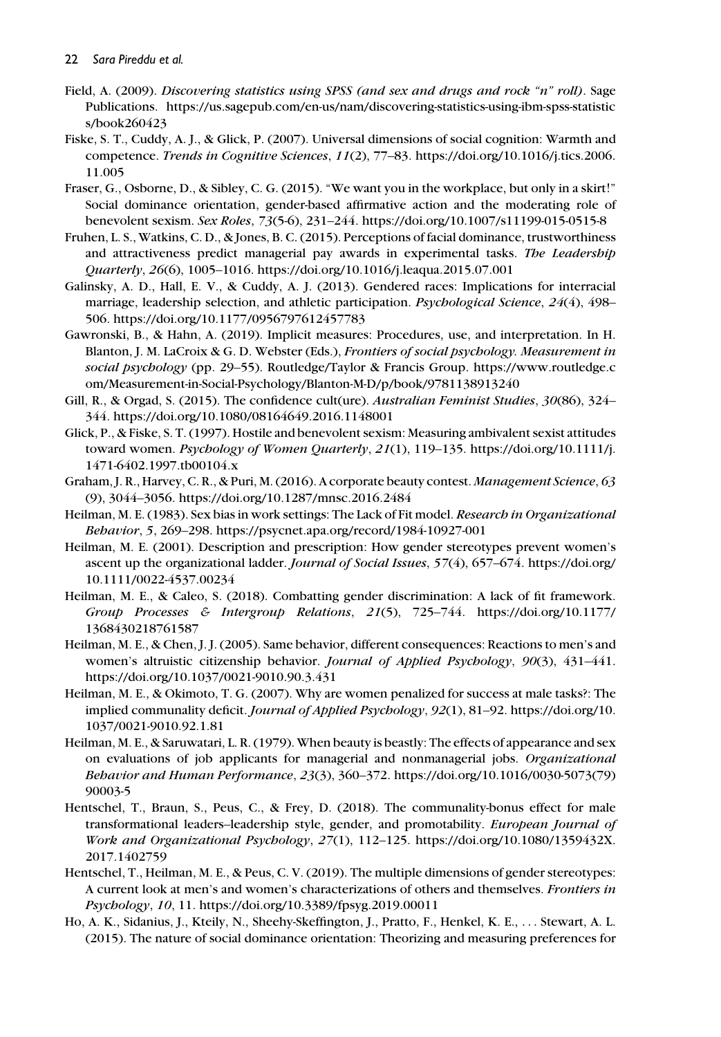Field, A. (2009). *Discovering statistics using SPSS (and sex and drugs and rock "n" roll)*. Sage Publications. https://us.sagepub.com/en-us/nam/discovering-statistics-using-ibm-spss-statistics/book260423

Fiske, S. T., Cuddy, A. J., & Glick, P. (2007). Universal dimensions of social cognition: Warmth and competence. *Trends in Cognitive Sciences*, *11*(2), 77–83. https://doi.org/10.1016/j.tics.2006.11.005

Fraser, G., Osborne, D., & Sibley, C. G. (2015). "We want you in the workplace, but only in a skirt!" Social dominance orientation, gender-based affirmative action and the moderating role of benevolent sexism. *Sex Roles*, *73*(5-6), 231–244. https://doi.org/10.1007/s11199-015-0515-8

Fruhen, L. S., Watkins, C. D., & Jones, B. C. (2015). Perceptions of facial dominance, trustworthiness and attractiveness predict managerial pay awards in experimental tasks. *The Leadership Quarterly*, *26*(6), 1005–1016. https://doi.org/10.1016/j.leaqua.2015.07.001

Galinsky, A. D., Hall, E. V., & Cuddy, A. J. (2013). Gendered races: Implications for interracial marriage, leadership selection, and athletic participation. *Psychological Science*, *24*(4), 498–506. https://doi.org/10.1177/0956797612457783

Gawronski, B., & Hahn, A. (2019). Implicit measures: Procedures, use, and interpretation. In H. Blanton, J. M. LaCroix & G. D. Webster (Eds.), *Frontiers of social psychology. Measurement in social psychology* (pp. 29–55). Routledge/Taylor & Francis Group. https://www.routledge.com/Measurement-in-Social-Psychology/Blanton-M-D/p/book/9781138913240

Gill, R., & Orgad, S. (2015). The confidence cult(ure). *Australian Feminist Studies*, *30*(86), 324–344. https://doi.org/10.1080/08164649.2016.1148001

Glick, P., & Fiske, S. T. (1997). Hostile and benevolent sexism: Measuring ambivalent sexist attitudes toward women. *Psychology of Women Quarterly*, *21*(1), 119–135. https://doi.org/10.1111/j.1471-6402.1997.tb00104.x

Graham, J. R., Harvey, C. R., & Puri, M. (2016). A corporate beauty contest. *Management Science*, *63* (9), 3044–3056. https://doi.org/10.1287/mnsc.2016.2484

Heilman, M. E. (1983). Sex bias in work settings: The Lack of Fit model. *Research in Organizational Behavior*, *5*, 269–298. https://psycnet.apa.org/record/1984-10927-001

Heilman, M. E. (2001). Description and prescription: How gender stereotypes prevent women's ascent up the organizational ladder. *Journal of Social Issues*, *57*(4), 657–674. https://doi.org/10.1111/0022-4537.00234

Heilman, M. E., & Caleo, S. (2018). Combatting gender discrimination: A lack of fit framework. *Group Processes & Intergroup Relations*, *21*(5), 725–744. https://doi.org/10.1177/1368430218761587

Heilman, M. E., & Chen, J. J. (2005). Same behavior, different consequences: Reactions to men's and women's altruistic citizenship behavior. *Journal of Applied Psychology*, *90*(3), 431–441. https://doi.org/10.1037/0021-9010.90.3.431

Heilman, M. E., & Okimoto, T. G. (2007). Why are women penalized for success at male tasks?: The implied communality deficit. *Journal of Applied Psychology*, *92*(1), 81–92. https://doi.org/10.1037/0021-9010.92.1.81

Heilman, M. E., & Saruwatari, L. R. (1979). When beauty is beastly: The effects of appearance and sex on evaluations of job applicants for managerial and nonmanagerial jobs. *Organizational Behavior and Human Performance*, *23*(3), 360–372. https://doi.org/10.1016/0030-5073(79)90003-5

Hentschel, T., Braun, S., Peus, C., & Frey, D. (2018). The communality-bonus effect for male transformational leaders–leadership style, gender, and promotability. *European Journal of Work and Organizational Psychology*, *27*(1), 112–125. https://doi.org/10.1080/1359432X.2017.1402759

Hentschel, T., Heilman, M. E., & Peus, C. V. (2019). The multiple dimensions of gender stereotypes: A current look at men's and women's characterizations of others and themselves. *Frontiers in Psychology*, *10*, 11. https://doi.org/10.3389/fpsyg.2019.00011

Ho, A. K., Sidanius, J., Kteily, N., Sheehy-Skeffington, J., Pratto, F., Henkel, K. E., . . . Stewart, A. L. (2015). The nature of social dominance orientation: Theorizing and measuring preferences for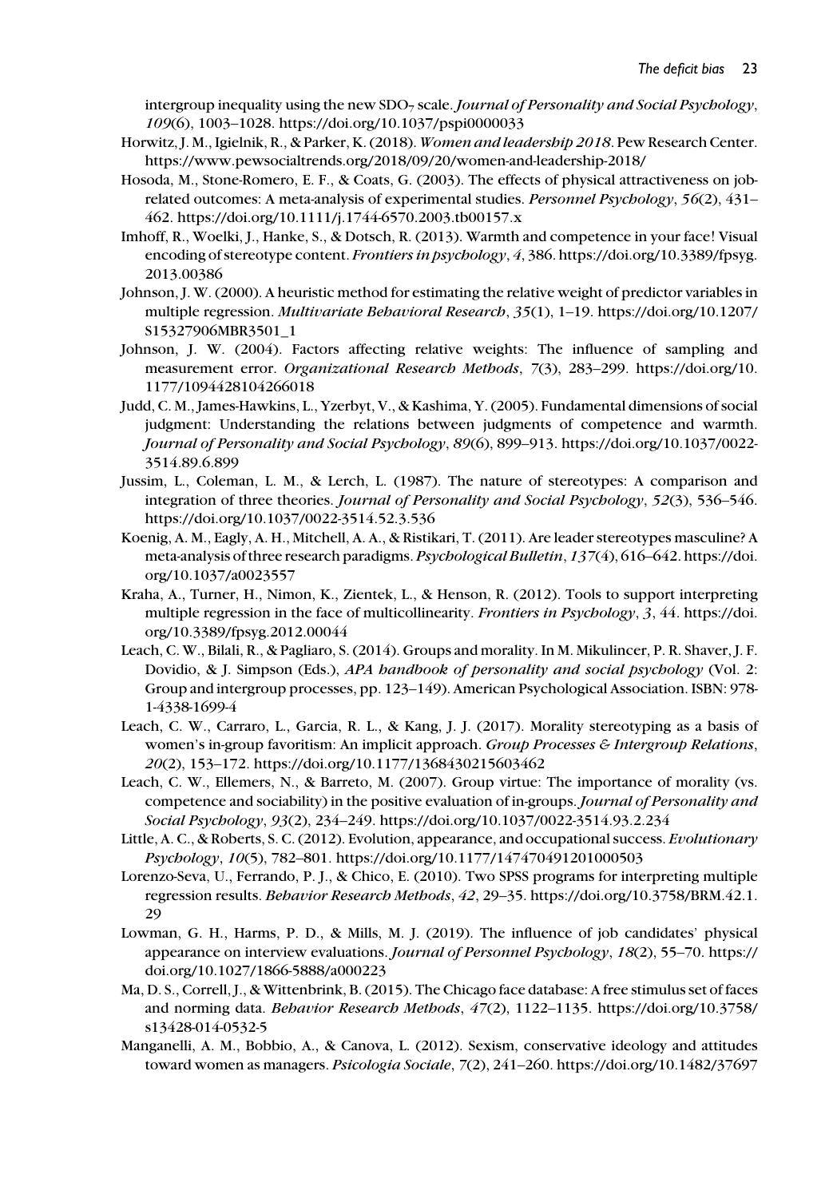intergroup inequality using the new $SDO_7$ scale. *Journal of Personality and Social Psychology*, *109*(6), 1003–1028. https://doi.org/10.1037/pspi0000033

Horwitz, J. M., Igielnik, R., & Parker, K. (2018). *Women and leadership 2018*. Pew Research Center. https://www.pewsocialtrends.org/2018/09/20/women-and-leadership-2018/

Hosoda, M., Stone-Romero, E. F., & Coats, G. (2003). The effects of physical attractiveness on job-related outcomes: A meta-analysis of experimental studies. *Personnel Psychology*, *56*(2), 431–462. https://doi.org/10.1111/j.1744-6570.2003.tb00157.x

Imhoff, R., Woelki, J., Hanke, S., & Dotsch, R. (2013). Warmth and competence in your face! Visual encoding of stereotype content. *Frontiers in psychology*, *4*, 386. https://doi.org/10.3389/fpsyg.2013.00386

Johnson, J. W. (2000). A heuristic method for estimating the relative weight of predictor variables in multiple regression. *Multivariate Behavioral Research*, *35*(1), 1–19. https://doi.org/10.1207/S15327906MBR3501_1

Johnson, J. W. (2004). Factors affecting relative weights: The influence of sampling and measurement error. *Organizational Research Methods*, *7*(3), 283–299. https://doi.org/10.1177/1094428104266018

Judd, C. M., James-Hawkins, L., Yzerbyt, V., & Kashima, Y. (2005). Fundamental dimensions of social judgment: Understanding the relations between judgments of competence and warmth. *Journal of Personality and Social Psychology*, *89*(6), 899–913. https://doi.org/10.1037/0022-3514.89.6.899

Jussim, L., Coleman, L. M., & Lerch, L. (1987). The nature of stereotypes: A comparison and integration of three theories. *Journal of Personality and Social Psychology*, *52*(3), 536–546. https://doi.org/10.1037/0022-3514.52.3.536

Koenig, A. M., Eagly, A. H., Mitchell, A. A., & Ristikari, T. (2011). Are leader stereotypes masculine? A meta-analysis of three research paradigms. *Psychological Bulletin*, *137*(4), 616–642. https://doi.org/10.1037/a0023557

Kraha, A., Turner, H., Nimon, K., Zientek, L., & Henson, R. (2012). Tools to support interpreting multiple regression in the face of multicollinearity. *Frontiers in Psychology*, *3*, 44. https://doi.org/10.3389/fpsyg.2012.00044

Leach, C. W., Bilali, R., & Pagliaro, S. (2014). Groups and morality. In M. Mikulincer, P. R. Shaver, J. F. Dovidio, & J. Simpson (Eds.), *APA handbook of personality and social psychology* (Vol. 2: Group and intergroup processes, pp. 123–149). American Psychological Association. ISBN: 978-1-4338-1699-4

Leach, C. W., Carraro, L., Garcia, R. L., & Kang, J. J. (2017). Morality stereotyping as a basis of women's in-group favoritism: An implicit approach. *Group Processes & Intergroup Relations*, *20*(2), 153–172. https://doi.org/10.1177/1368430215603462

Leach, C. W., Ellemers, N., & Barreto, M. (2007). Group virtue: The importance of morality (vs. competence and sociability) in the positive evaluation of in-groups. *Journal of Personality and Social Psychology*, *93*(2), 234–249. https://doi.org/10.1037/0022-3514.93.2.234

Little, A. C., & Roberts, S. C. (2012). Evolution, appearance, and occupational success. *Evolutionary Psychology*, *10*(5), 782–801. https://doi.org/10.1177/147470491201000503

Lorenzo-Seva, U., Ferrando, P. J., & Chico, E. (2010). Two SPSS programs for interpreting multiple regression results. *Behavior Research Methods*, *42*, 29–35. https://doi.org/10.3758/BRM.42.1.29

Lowman, G. H., Harms, P. D., & Mills, M. J. (2019). The influence of job candidates' physical appearance on interview evaluations. *Journal of Personnel Psychology*, *18*(2), 55–70. https://doi.org/10.1027/1866-5888/a000223

Ma, D. S., Correll, J., & Wittenbrink, B. (2015). The Chicago face database: A free stimulus set of faces and norming data. *Behavior Research Methods*, *47*(2), 1122–1135. https://doi.org/10.3758/s13428-014-0532-5

Manganelli, A. M., Bobbio, A., & Canova, L. (2012). Sexism, conservative ideology and attitudes toward women as managers. *Psicologia Sociale*, *7*(2), 241–260. https://doi.org/10.1482/37697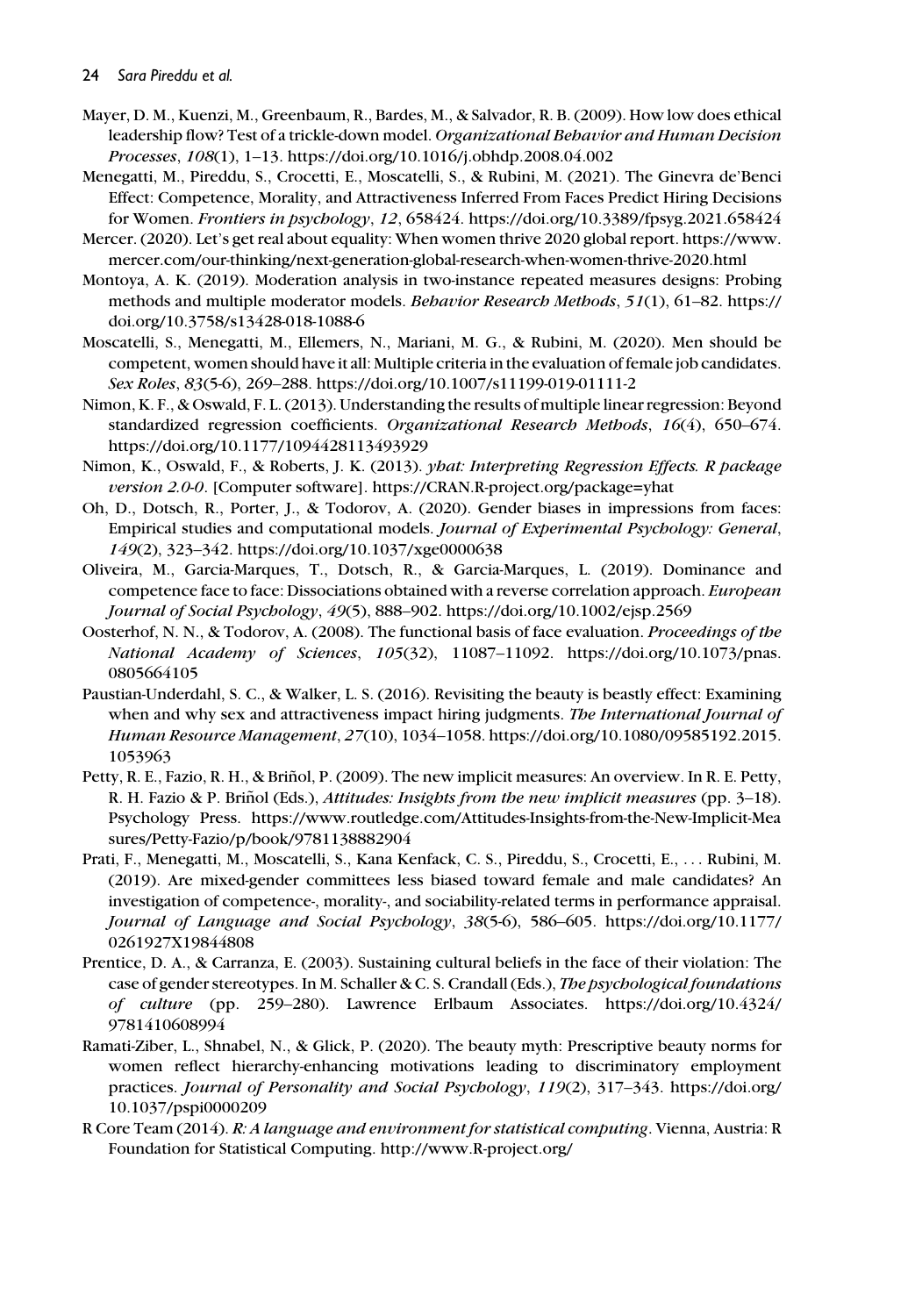Mayer, D. M., Kuenzi, M., Greenbaum, R., Bardes, M., & Salvador, R. B. (2009). How low does ethical leadership flow? Test of a trickle-down model. *Organizational Behavior and Human Decision Processes*, *108*(1), 1–13. https://doi.org/10.1016/j.obhdp.2008.04.002

Menegatti, M., Pireddu, S., Crocetti, E., Moscatelli, S., & Rubini, M. (2021). The Ginevra de'Benci Effect: Competence, Morality, and Attractiveness Inferred From Faces Predict Hiring Decisions for Women. *Frontiers in psychology*, *12*, 658424. https://doi.org/10.3389/fpsyg.2021.658424

Mercer. (2020). Let's get real about equality: When women thrive 2020 global report. https://www.mercer.com/our-thinking/next-generation-global-research-when-women-thrive-2020.html

Montoya, A. K. (2019). Moderation analysis in two-instance repeated measures designs: Probing methods and multiple moderator models. *Behavior Research Methods*, *51*(1), 61–82. https://doi.org/10.3758/s13428-018-1088-6

Moscatelli, S., Menegatti, M., Ellemers, N., Mariani, M. G., & Rubini, M. (2020). Men should be competent, women should have it all: Multiple criteria in the evaluation of female job candidates. *Sex Roles*, *83*(5-6), 269–288. https://doi.org/10.1007/s11199-019-01111-2

Nimon, K. F., & Oswald, F. L. (2013). Understanding the results of multiple linear regression: Beyond standardized regression coefficients. *Organizational Research Methods*, *16*(4), 650–674. https://doi.org/10.1177/1094428113493929

Nimon, K., Oswald, F., & Roberts, J. K. (2013). *yhat: Interpreting Regression Effects. R package version 2.0-0*. [Computer software]. https://CRAN.R-project.org/package=yhat

Oh, D., Dotsch, R., Porter, J., & Todorov, A. (2020). Gender biases in impressions from faces: Empirical studies and computational models. *Journal of Experimental Psychology: General*, *149*(2), 323–342. https://doi.org/10.1037/xge0000638

Oliveira, M., Garcia-Marques, T., Dotsch, R., & Garcia-Marques, L. (2019). Dominance and competence face to face: Dissociations obtained with a reverse correlation approach. *European Journal of Social Psychology*, *49*(5), 888–902. https://doi.org/10.1002/ejsp.2569

Oosterhof, N. N., & Todorov, A. (2008). The functional basis of face evaluation. *Proceedings of the National Academy of Sciences*, *105*(32), 11087–11092. https://doi.org/10.1073/pnas.0805664105

Paustian-Underdahl, S. C., & Walker, L. S. (2016). Revisiting the beauty is beastly effect: Examining when and why sex and attractiveness impact hiring judgments. *The International Journal of Human Resource Management*, *27*(10), 1034–1058. https://doi.org/10.1080/09585192.2015.1053963

Petty, R. E., Fazio, R. H., & Briñol, P. (2009). The new implicit measures: An overview. In R. E. Petty, R. H. Fazio & P. Briñol (Eds.), *Attitudes: Insights from the new implicit measures* (pp. 3–18). Psychology Press. https://www.routledge.com/Attitudes-Insights-from-the-New-Implicit-Measures/Petty-Fazio/p/book/9781138882904

Prati, F., Menegatti, M., Moscatelli, S., Kana Kenfack, C. S., Pireddu, S., Crocetti, E., … Rubini, M. (2019). Are mixed-gender committees less biased toward female and male candidates? An investigation of competence-, morality-, and sociability-related terms in performance appraisal. *Journal of Language and Social Psychology*, *38*(5-6), 586–605. https://doi.org/10.1177/0261927X19844808

Prentice, D. A., & Carranza, E. (2003). Sustaining cultural beliefs in the face of their violation: The case of gender stereotypes. In M. Schaller & C. S. Crandall (Eds.), *The psychological foundations of culture* (pp. 259–280). Lawrence Erlbaum Associates. https://doi.org/10.4324/9781410608994

Ramati-Ziber, L., Shnabel, N., & Glick, P. (2020). The beauty myth: Prescriptive beauty norms for women reflect hierarchy-enhancing motivations leading to discriminatory employment practices. *Journal of Personality and Social Psychology*, *119*(2), 317–343. https://doi.org/10.1037/pspi0000209

R Core Team (2014). *R: A language and environment for statistical computing*. Vienna, Austria: R Foundation for Statistical Computing. http://www.R-project.org/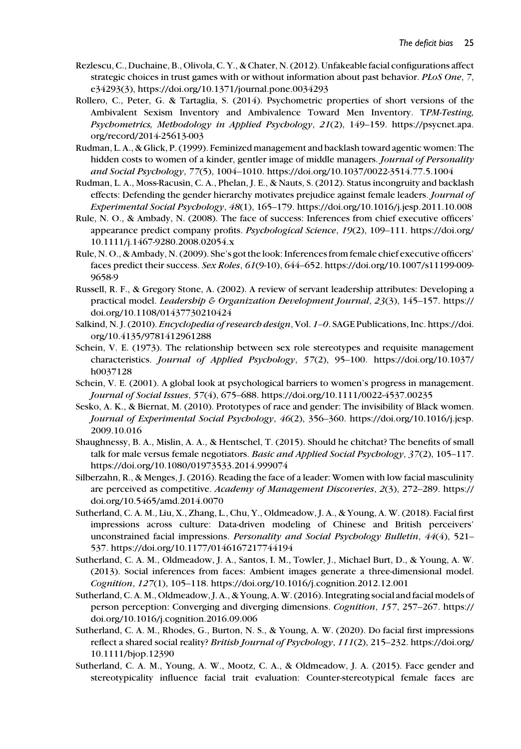Rezlescu, C., Duchaine, B., Olivola, C. Y., & Chater, N. (2012). Unfakeable facial configurations affect strategic choices in trust games with or without information about past behavior. *PLoS One*, *7*, e34293(3), https://doi.org/10.1371/journal.pone.0034293

Rollero, C., Peter, G. & Tartaglia, S. (2014). Psychometric properties of short versions of the Ambivalent Sexism Inventory and Ambivalence Toward Men Inventory. T*PM-Testing, Psychometrics, Methodology in Applied Psychology*, *21*(2), 149–159. https://psycnet.apa.org/record/2014-25613-003

Rudman, L. A., & Glick, P. (1999). Feminized management and backlash toward agentic women: The hidden costs to women of a kinder, gentler image of middle managers. *Journal of Personality and Social Psychology*, *77*(5), 1004–1010. https://doi.org/10.1037/0022-3514.77.5.1004

Rudman, L. A., Moss-Racusin, C. A., Phelan, J. E., & Nauts, S. (2012). Status incongruity and backlash effects: Defending the gender hierarchy motivates prejudice against female leaders. *Journal of Experimental Social Psychology*, *48*(1), 165–179. https://doi.org/10.1016/j.jesp.2011.10.008

Rule, N. O., & Ambady, N. (2008). The face of success: Inferences from chief executive officers' appearance predict company profits. *Psychological Science*, *19*(2), 109–111. https://doi.org/10.1111/j.1467-9280.2008.02054.x

Rule, N. O., & Ambady, N. (2009). She's got the look: Inferences from female chief executive officers' faces predict their success. *Sex Roles*, *61*(9-10), 644–652. https://doi.org/10.1007/s11199-009-9658-9

Russell, R. F., & Gregory Stone, A. (2002). A review of servant leadership attributes: Developing a practical model. *Leadership & Organization Development Journal*, *23*(3), 145–157. https://doi.org/10.1108/01437730210424

Salkind, N. J. (2010). *Encyclopedia of research design*, Vol. *1–0*. SAGE Publications, Inc. https://doi.org/10.4135/9781412961288

Schein, V. E. (1973). The relationship between sex role stereotypes and requisite management characteristics. *Journal of Applied Psychology*, *57*(2), 95–100. https://doi.org/10.1037/h0037128

Schein, V. E. (2001). A global look at psychological barriers to women's progress in management. *Journal of Social Issues*, *57*(4), 675–688. https://doi.org/10.1111/0022-4537.00235

Sesko, A. K., & Biernat, M. (2010). Prototypes of race and gender: The invisibility of Black women. *Journal of Experimental Social Psychology*, *46*(2), 356–360. https://doi.org/10.1016/j.jesp.2009.10.016

Shaughnessy, B. A., Mislin, A. A., & Hentschel, T. (2015). Should he chitchat? The benefits of small talk for male versus female negotiators. *Basic and Applied Social Psychology*, *37*(2), 105–117. https://doi.org/10.1080/01973533.2014.999074

Silberzahn, R., & Menges, J. (2016). Reading the face of a leader: Women with low facial masculinity are perceived as competitive. *Academy of Management Discoveries*, *2*(3), 272–289. https://doi.org/10.5465/amd.2014.0070

Sutherland, C. A. M., Liu, X., Zhang, L., Chu, Y., Oldmeadow, J. A., & Young, A. W. (2018). Facial first impressions across culture: Data-driven modeling of Chinese and British perceivers' unconstrained facial impressions. *Personality and Social Psychology Bulletin*, *44*(4), 521–537. https://doi.org/10.1177/0146167217744194

Sutherland, C. A. M., Oldmeadow, J. A., Santos, I. M., Towler, J., Michael Burt, D., & Young, A. W. (2013). Social inferences from faces: Ambient images generate a three-dimensional model. *Cognition*, *127*(1), 105–118. https://doi.org/10.1016/j.cognition.2012.12.001

Sutherland, C. A. M., Oldmeadow, J. A., & Young, A. W. (2016). Integrating social and facial models of person perception: Converging and diverging dimensions. *Cognition*, *157*, 257–267. https://doi.org/10.1016/j.cognition.2016.09.006

Sutherland, C. A. M., Rhodes, G., Burton, N. S., & Young, A. W. (2020). Do facial first impressions reflect a shared social reality? *British Journal of Psychology*, *111*(2), 215–232. https://doi.org/10.1111/bjop.12390

Sutherland, C. A. M., Young, A. W., Mootz, C. A., & Oldmeadow, J. A. (2015). Face gender and stereotypicality influence facial trait evaluation: Counter-stereotypical female faces are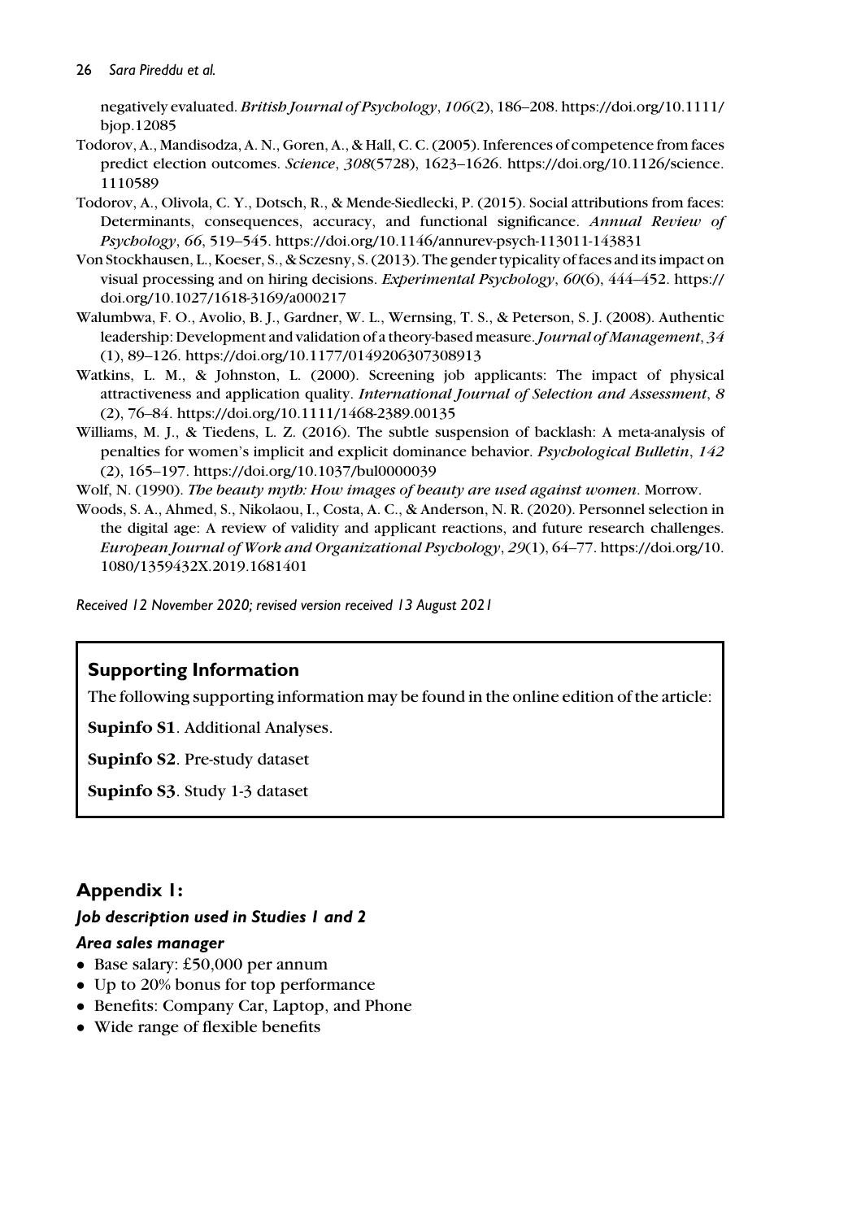negatively evaluated. *British Journal of Psychology*, *106*(2), 186–208. https://doi.org/10.1111/bjop.12085

Todorov, A., Mandisodza, A. N., Goren, A., & Hall, C. C. (2005). Inferences of competence from faces predict election outcomes. *Science*, *308*(5728), 1623–1626. https://doi.org/10.1126/science.1110589

Todorov, A., Olivola, C. Y., Dotsch, R., & Mende-Siedlecki, P. (2015). Social attributions from faces: Determinants, consequences, accuracy, and functional significance. *Annual Review of Psychology*, *66*, 519–545. https://doi.org/10.1146/annurev-psych-113011-143831

Von Stockhausen, L., Koeser, S., & Sczesny, S. (2013). The gender typicality of faces and its impact on visual processing and on hiring decisions. *Experimental Psychology*, *60*(6), 444–452. https://doi.org/10.1027/1618-3169/a000217

Walumbwa, F. O., Avolio, B. J., Gardner, W. L., Wernsing, T. S., & Peterson, S. J. (2008). Authentic leadership: Development and validation of a theory-based measure. *Journal of Management*, *34*(1), 89–126. https://doi.org/10.1177/0149206307308913

Watkins, L. M., & Johnston, L. (2000). Screening job applicants: The impact of physical attractiveness and application quality. *International Journal of Selection and Assessment*, *8*(2), 76–84. https://doi.org/10.1111/1468-2389.00135

Williams, M. J., & Tiedens, L. Z. (2016). The subtle suspension of backlash: A meta-analysis of penalties for women's implicit and explicit dominance behavior. *Psychological Bulletin*, *142*(2), 165–197. https://doi.org/10.1037/bul0000039

Wolf, N. (1990). *The beauty myth: How images of beauty are used against women*. Morrow.

Woods, S. A., Ahmed, S., Nikolaou, I., Costa, A. C., & Anderson, N. R. (2020). Personnel selection in the digital age: A review of validity and applicant reactions, and future research challenges. *European Journal of Work and Organizational Psychology*, *29*(1), 64–77. https://doi.org/10.1080/1359432X.2019.1681401

*Received 12 November 2020; revised version received 13 August 2021*

## Supporting Information

The following supporting information may be found in the online edition of the article:

**Supinfo S1**. Additional Analyses.

**Supinfo S2**. Pre-study dataset

**Supinfo S3**. Study 1-3 dataset

## Appendix 1:

### *Job description used in Studies 1 and 2*

### *Area sales manager*

- Base salary: £50,000 per annum
- Up to 20% bonus for top performance
- Benefits: Company Car, Laptop, and Phone
- Wide range of flexible benefits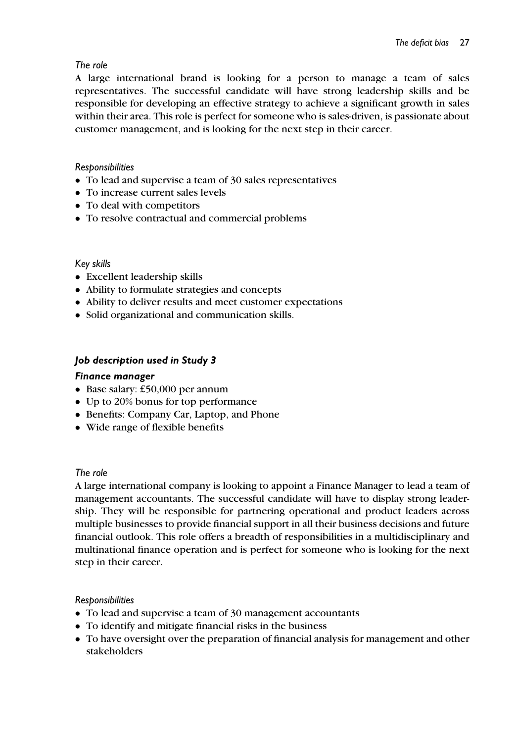*The role*

A large international brand is looking for a person to manage a team of sales representatives. The successful candidate will have strong leadership skills and be responsible for developing an effective strategy to achieve a significant growth in sales within their area. This role is perfect for someone who is sales-driven, is passionate about customer management, and is looking for the next step in their career.

*Responsibilities*

- To lead and supervise a team of 30 sales representatives
- To increase current sales levels
- To deal with competitors
- To resolve contractual and commercial problems

*Key skills*

- Excellent leadership skills
- Ability to formulate strategies and concepts
- Ability to deliver results and meet customer expectations
- Solid organizational and communication skills.

### *Job description used in Study 3*

#### *Finance manager*

- Base salary: £50,000 per annum
- Up to 20% bonus for top performance
- Benefits: Company Car, Laptop, and Phone
- Wide range of flexible benefits

*The role*

A large international company is looking to appoint a Finance Manager to lead a team of management accountants. The successful candidate will have to display strong leadership. They will be responsible for partnering operational and product leaders across multiple businesses to provide financial support in all their business decisions and future financial outlook. This role offers a breadth of responsibilities in a multidisciplinary and multinational finance operation and is perfect for someone who is looking for the next step in their career.

*Responsibilities*

- To lead and supervise a team of 30 management accountants
- To identify and mitigate financial risks in the business
- To have oversight over the preparation of financial analysis for management and other stakeholders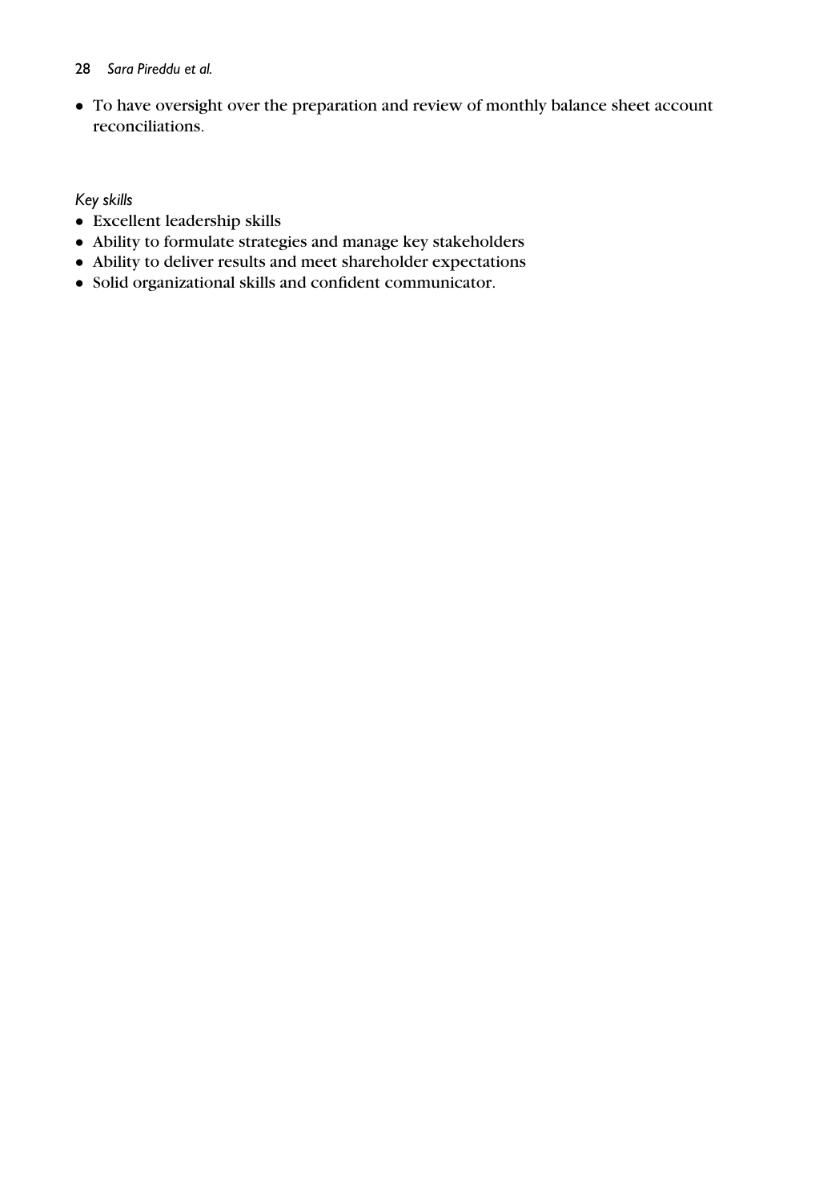- To have oversight over the preparation and review of monthly balance sheet account reconciliations.

*Key skills*

- Excellent leadership skills
- Ability to formulate strategies and manage key stakeholders
- Ability to deliver results and meet shareholder expectations
- Solid organizational skills and confident communicator.